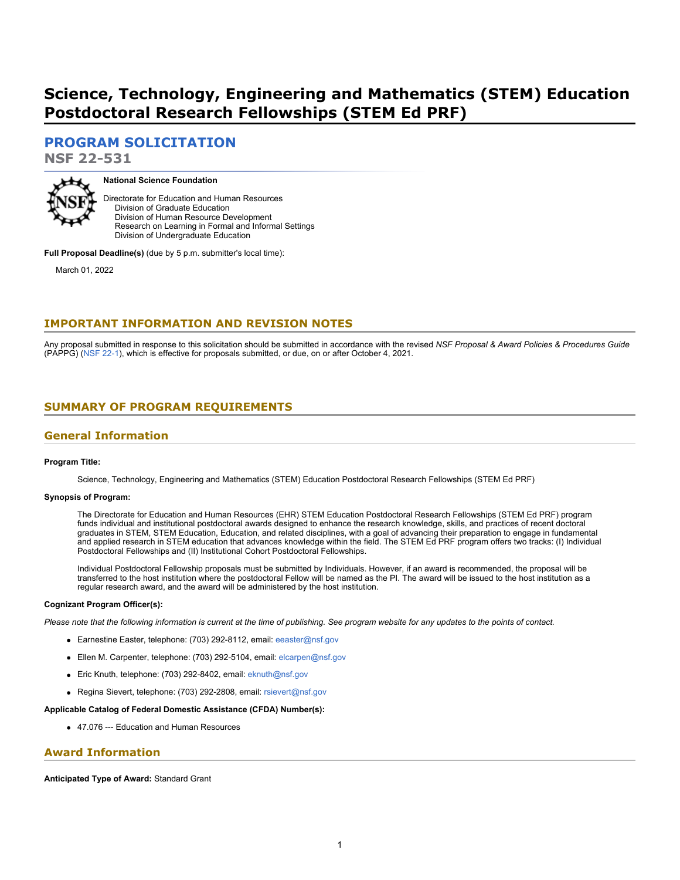# Science, Technology, Engineering and Mathematics (STEM) Education Postdoctoral Research Fellowships (STEM Ed PRF)

## PROGRAM SOLICITATION

**NSF 22-531**

**National Science Foundation**

Directorate for Education and Human Resources
  Division of Graduate Education
  Division of Human Resource Development
  Research on Learning in Formal and Informal Settings
  Division of Undergraduate Education

**Full Proposal Deadline(s)** (due by 5 p.m. submitter's local time):

March 01, 2022

## IMPORTANT INFORMATION AND REVISION NOTES

Any proposal submitted in response to this solicitation should be submitted in accordance with the revised *NSF Proposal & Award Policies & Procedures Guide* (PAPPG) (NSF 22-1), which is effective for proposals submitted, or due, on or after October 4, 2021.

## SUMMARY OF PROGRAM REQUIREMENTS

### General Information

**Program Title:**

Science, Technology, Engineering and Mathematics (STEM) Education Postdoctoral Research Fellowships (STEM Ed PRF)

**Synopsis of Program:**

The Directorate for Education and Human Resources (EHR) STEM Education Postdoctoral Research Fellowships (STEM Ed PRF) program funds individual and institutional postdoctoral awards designed to enhance the research knowledge, skills, and practices of recent doctoral graduates in STEM, STEM Education, Education, and related disciplines, with a goal of advancing their preparation to engage in fundamental and applied research in STEM education that advances knowledge within the field. The STEM Ed PRF program offers two tracks: (I) Individual Postdoctoral Fellowships and (II) Institutional Cohort Postdoctoral Fellowships.

Individual Postdoctoral Fellowship proposals must be submitted by Individuals. However, if an award is recommended, the proposal will be transferred to the host institution where the postdoctoral Fellow will be named as the PI. The award will be issued to the host institution as a regular research award, and the award will be administered by the host institution.

**Cognizant Program Officer(s):**

*Please note that the following information is current at the time of publishing. See program website for any updates to the points of contact.*

- Earnestine Easter, telephone: (703) 292-8112, email: eeaster@nsf.gov
- Ellen M. Carpenter, telephone: (703) 292-5104, email: elcarpen@nsf.gov
- Eric Knuth, telephone: (703) 292-8402, email: eknuth@nsf.gov
- Regina Sievert, telephone: (703) 292-2808, email: rsievert@nsf.gov

**Applicable Catalog of Federal Domestic Assistance (CFDA) Number(s):**

- 47.076 --- Education and Human Resources

### Award Information

**Anticipated Type of Award:** Standard Grant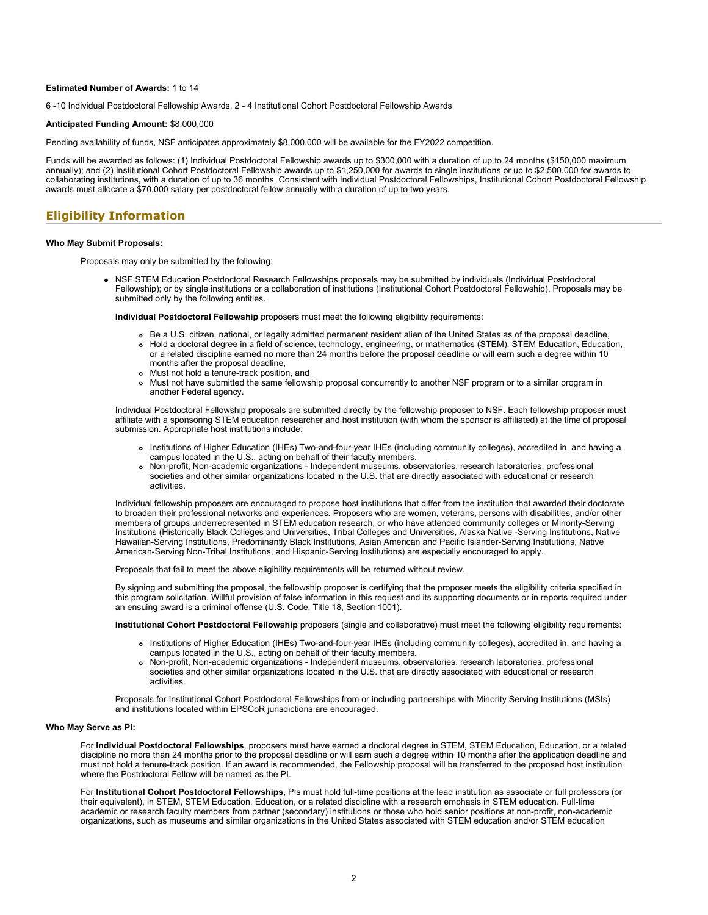**Estimated Number of Awards:** 1 to 14

6 -10 Individual Postdoctoral Fellowship Awards, 2 - 4 Institutional Cohort Postdoctoral Fellowship Awards

**Anticipated Funding Amount:** $8,000,000

Pending availability of funds, NSF anticipates approximately $8,000,000 will be available for the FY2022 competition.

Funds will be awarded as follows: (1) Individual Postdoctoral Fellowship awards up to $300,000 with a duration of up to 24 months ($150,000 maximum annually); and (2) Institutional Cohort Postdoctoral Fellowship awards up to $1,250,000 for awards to single institutions or up to $2,500,000 for awards to collaborating institutions, with a duration of up to 36 months. Consistent with Individual Postdoctoral Fellowships, Institutional Cohort Postdoctoral Fellowship awards must allocate a $70,000 salary per postdoctoral fellow annually with a duration of up to two years.

## Eligibility Information

**Who May Submit Proposals:**

Proposals may only be submitted by the following:

- NSF STEM Education Postdoctoral Research Fellowships proposals may be submitted by individuals (Individual Postdoctoral Fellowship); or by single institutions or a collaboration of institutions (Institutional Cohort Postdoctoral Fellowship). Proposals may be submitted only by the following entities.

  **Individual Postdoctoral Fellowship** proposers must meet the following eligibility requirements:

  - Be a U.S. citizen, national, or legally admitted permanent resident alien of the United States as of the proposal deadline,
  - Hold a doctoral degree in a field of science, technology, engineering, or mathematics (STEM), STEM Education, Education, or a related discipline earned no more than 24 months before the proposal deadline *or* will earn such a degree within 10 months after the proposal deadline,
  - Must not hold a tenure-track position, and
  - Must not have submitted the same fellowship proposal concurrently to another NSF program or to a similar program in another Federal agency.

  Individual Postdoctoral Fellowship proposals are submitted directly by the fellowship proposer to NSF. Each fellowship proposer must affiliate with a sponsoring STEM education researcher and host institution (with whom the sponsor is affiliated) at the time of proposal submission. Appropriate host institutions include:

  - Institutions of Higher Education (IHEs) Two-and-four-year IHEs (including community colleges), accredited in, and having a campus located in the U.S., acting on behalf of their faculty members.
  - Non-profit, Non-academic organizations - Independent museums, observatories, research laboratories, professional societies and other similar organizations located in the U.S. that are directly associated with educational or research activities.

  Individual fellowship proposers are encouraged to propose host institutions that differ from the institution that awarded their doctorate to broaden their professional networks and experiences. Proposers who are women, veterans, persons with disabilities, and/or other members of groups underrepresented in STEM education research, or who have attended community colleges or Minority-Serving Institutions (Historically Black Colleges and Universities, Tribal Colleges and Universities, Alaska Native -Serving Institutions, Native Hawaiian-Serving Institutions, Predominantly Black Institutions, Asian American and Pacific Islander-Serving Institutions, Native American-Serving Non-Tribal Institutions, and Hispanic-Serving Institutions) are especially encouraged to apply.

  Proposals that fail to meet the above eligibility requirements will be returned without review.

  By signing and submitting the proposal, the fellowship proposer is certifying that the proposer meets the eligibility criteria specified in this program solicitation. Willful provision of false information in this request and its supporting documents or in reports required under an ensuing award is a criminal offense (U.S. Code, Title 18, Section 1001).

  **Institutional Cohort Postdoctoral Fellowship** proposers (single and collaborative) must meet the following eligibility requirements:

  - Institutions of Higher Education (IHEs) Two-and-four-year IHEs (including community colleges), accredited in, and having a campus located in the U.S., acting on behalf of their faculty members.
  - Non-profit, Non-academic organizations - Independent museums, observatories, research laboratories, professional societies and other similar organizations located in the U.S. that are directly associated with educational or research activities.

  Proposals for Institutional Cohort Postdoctoral Fellowships from or including partnerships with Minority Serving Institutions (MSIs) and institutions located within EPSCoR jurisdictions are encouraged.

**Who May Serve as PI:**

For **Individual Postdoctoral Fellowships**, proposers must have earned a doctoral degree in STEM, STEM Education, Education, or a related discipline no more than 24 months prior to the proposal deadline or will earn such a degree within 10 months after the application deadline and must not hold a tenure-track position. If an award is recommended, the Fellowship proposal will be transferred to the proposed host institution where the Postdoctoral Fellow will be named as the PI.

For **Institutional Cohort Postdoctoral Fellowships,** PIs must hold full-time positions at the lead institution as associate or full professors (or their equivalent), in STEM, STEM Education, Education, or a related discipline with a research emphasis in STEM education. Full-time academic or research faculty members from partner (secondary) institutions or those who hold senior positions at non-profit, non-academic organizations, such as museums and similar organizations in the United States associated with STEM education and/or STEM education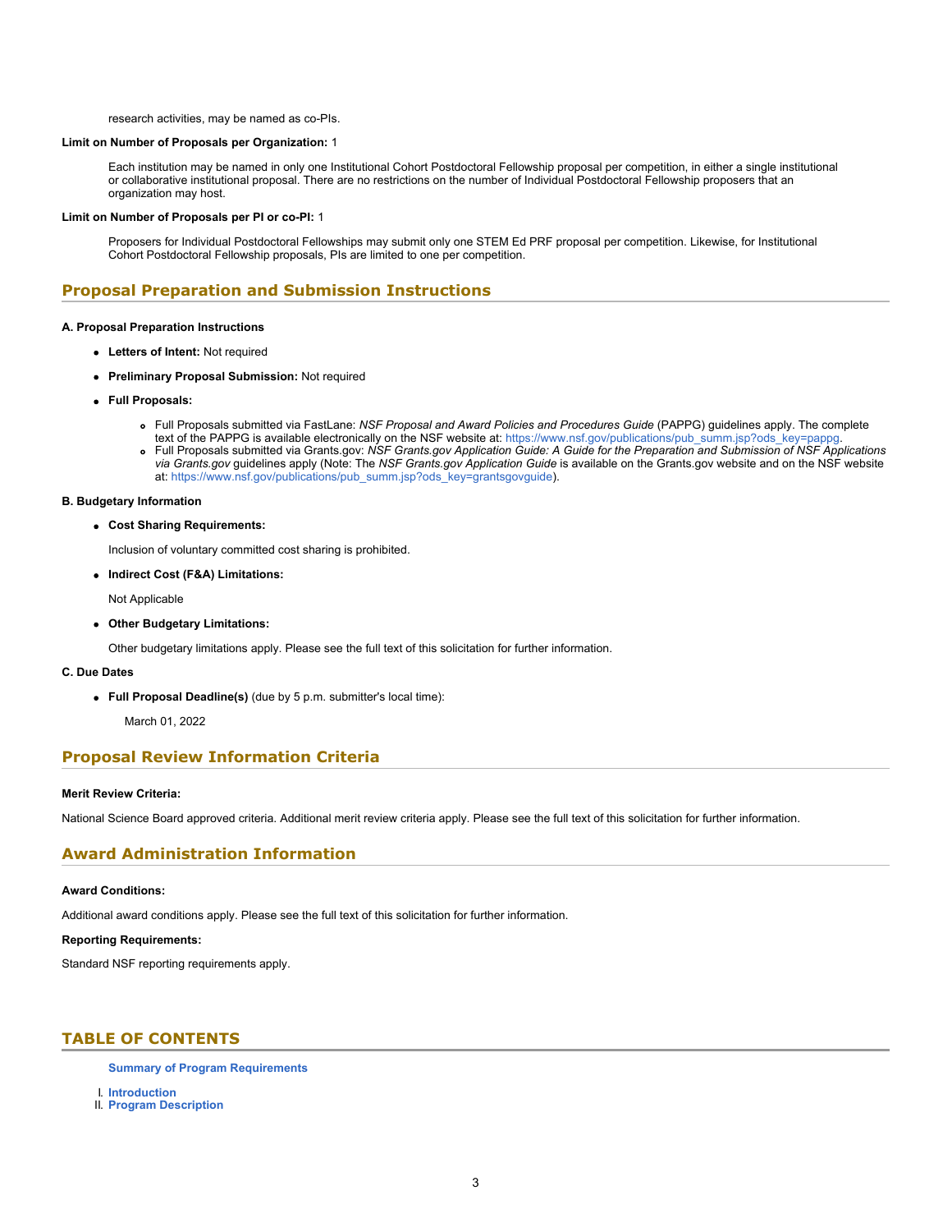research activities, may be named as co-PIs.

**Limit on Number of Proposals per Organization:** 1

Each institution may be named in only one Institutional Cohort Postdoctoral Fellowship proposal per competition, in either a single institutional or collaborative institutional proposal. There are no restrictions on the number of Individual Postdoctoral Fellowship proposers that an organization may host.

**Limit on Number of Proposals per PI or co-PI:** 1

Proposers for Individual Postdoctoral Fellowships may submit only one STEM Ed PRF proposal per competition. Likewise, for Institutional Cohort Postdoctoral Fellowship proposals, PIs are limited to one per competition.

## Proposal Preparation and Submission Instructions

**A. Proposal Preparation Instructions**

- **Letters of Intent:** Not required
- **Preliminary Proposal Submission:** Not required
- **Full Proposals:**
  - Full Proposals submitted via FastLane: *NSF Proposal and Award Policies and Procedures Guide* (PAPPG) guidelines apply. The complete text of the PAPPG is available electronically on the NSF website at: https://www.nsf.gov/publications/pub_summ.jsp?ods_key=pappg.
  - Full Proposals submitted via Grants.gov: *NSF Grants.gov Application Guide: A Guide for the Preparation and Submission of NSF Applications via Grants.gov* guidelines apply (Note: The *NSF Grants.gov Application Guide* is available on the Grants.gov website and on the NSF website at: https://www.nsf.gov/publications/pub_summ.jsp?ods_key=grantsgovguide).

**B. Budgetary Information**

- **Cost Sharing Requirements:**

  Inclusion of voluntary committed cost sharing is prohibited.

- **Indirect Cost (F&A) Limitations:**

  Not Applicable

- **Other Budgetary Limitations:**

  Other budgetary limitations apply. Please see the full text of this solicitation for further information.

**C. Due Dates**

- **Full Proposal Deadline(s)** (due by 5 p.m. submitter's local time):

  March 01, 2022

## Proposal Review Information Criteria

**Merit Review Criteria:**

National Science Board approved criteria. Additional merit review criteria apply. Please see the full text of this solicitation for further information.

## Award Administration Information

**Award Conditions:**

Additional award conditions apply. Please see the full text of this solicitation for further information.

**Reporting Requirements:**

Standard NSF reporting requirements apply.

## TABLE OF CONTENTS

**Summary of Program Requirements**

I. **Introduction**
II. **Program Description**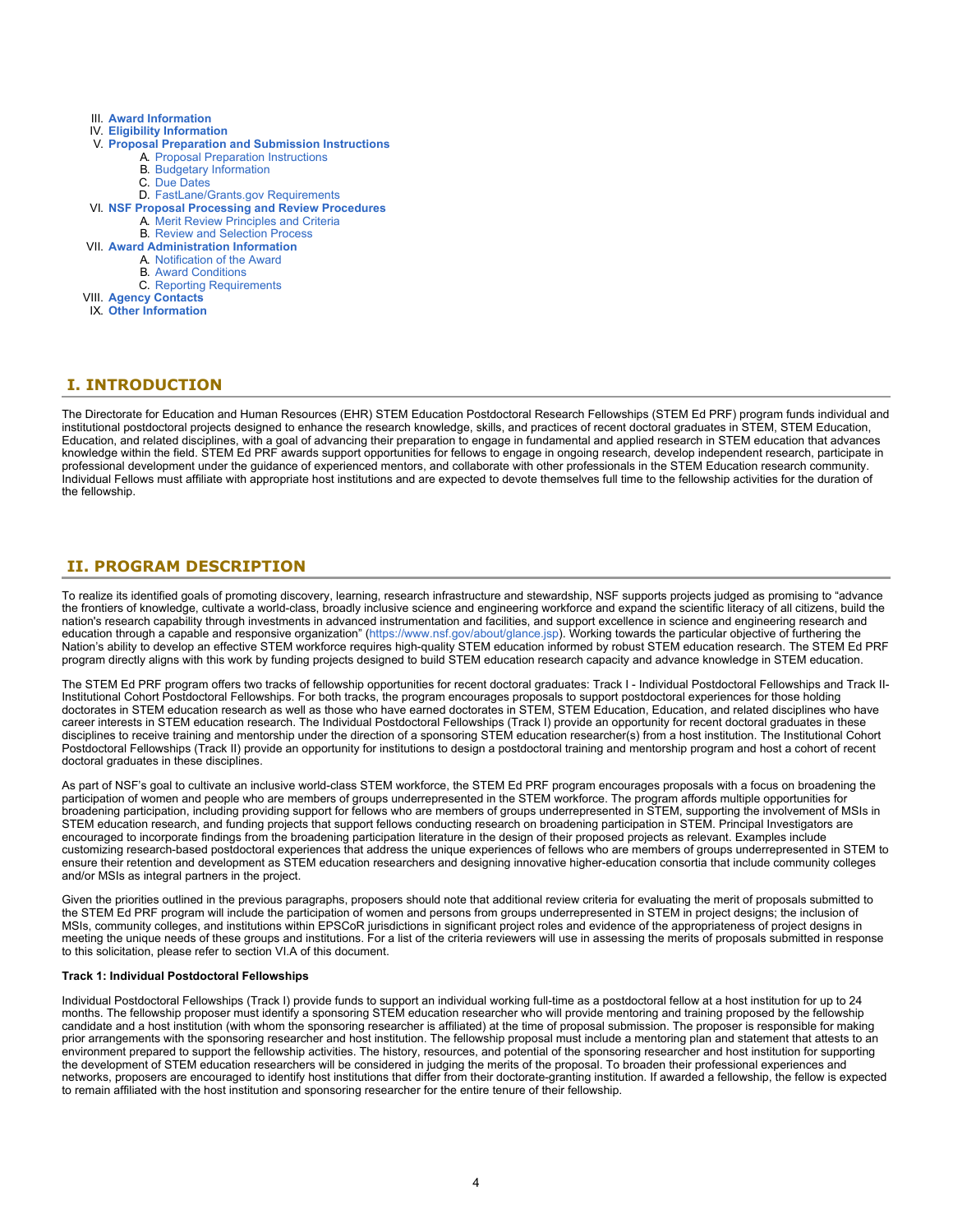III. **Award Information**
IV. **Eligibility Information**
V. **Proposal Preparation and Submission Instructions**
   A. Proposal Preparation Instructions
   B. Budgetary Information
   C. Due Dates
   D. FastLane/Grants.gov Requirements
VI. **NSF Proposal Processing and Review Procedures**
   A. Merit Review Principles and Criteria
   B. Review and Selection Process
VII. **Award Administration Information**
   A. Notification of the Award
   B. Award Conditions
   C. Reporting Requirements
VIII. **Agency Contacts**
IX. **Other Information**

## I. INTRODUCTION

The Directorate for Education and Human Resources (EHR) STEM Education Postdoctoral Research Fellowships (STEM Ed PRF) program funds individual and institutional postdoctoral projects designed to enhance the research knowledge, skills, and practices of recent doctoral graduates in STEM, STEM Education, Education, and related disciplines, with a goal of advancing their preparation to engage in fundamental and applied research in STEM education that advances knowledge within the field. STEM Ed PRF awards support opportunities for fellows to engage in ongoing research, develop independent research, participate in professional development under the guidance of experienced mentors, and collaborate with other professionals in the STEM Education research community. Individual Fellows must affiliate with appropriate host institutions and are expected to devote themselves full time to the fellowship activities for the duration of the fellowship.

## II. PROGRAM DESCRIPTION

To realize its identified goals of promoting discovery, learning, research infrastructure and stewardship, NSF supports projects judged as promising to "advance the frontiers of knowledge, cultivate a world-class, broadly inclusive science and engineering workforce and expand the scientific literacy of all citizens, build the nation's research capability through investments in advanced instrumentation and facilities, and support excellence in science and engineering research and education through a capable and responsive organization" (https://www.nsf.gov/about/glance.jsp). Working towards the particular objective of furthering the Nation's ability to develop an effective STEM workforce requires high-quality STEM education informed by robust STEM education research. The STEM Ed PRF program directly aligns with this work by funding projects designed to build STEM education research capacity and advance knowledge in STEM education.

The STEM Ed PRF program offers two tracks of fellowship opportunities for recent doctoral graduates: Track I - Individual Postdoctoral Fellowships and Track II-Institutional Cohort Postdoctoral Fellowships. For both tracks, the program encourages proposals to support postdoctoral experiences for those holding doctorates in STEM education research as well as those who have earned doctorates in STEM, STEM Education, Education, and related disciplines who have career interests in STEM education research. The Individual Postdoctoral Fellowships (Track I) provide an opportunity for recent doctoral graduates in these disciplines to receive training and mentorship under the direction of a sponsoring STEM education researcher(s) from a host institution. The Institutional Cohort Postdoctoral Fellowships (Track II) provide an opportunity for institutions to design a postdoctoral training and mentorship program and host a cohort of recent doctoral graduates in these disciplines.

As part of NSF's goal to cultivate an inclusive world-class STEM workforce, the STEM Ed PRF program encourages proposals with a focus on broadening the participation of women and people who are members of groups underrepresented in the STEM workforce. The program affords multiple opportunities for broadening participation, including providing support for fellows who are members of groups underrepresented in STEM, supporting the involvement of MSIs in STEM education research, and funding projects that support fellows conducting research on broadening participation in STEM. Principal Investigators are encouraged to incorporate findings from the broadening participation literature in the design of their proposed projects as relevant. Examples include customizing research-based postdoctoral experiences that address the unique experiences of fellows who are members of groups underrepresented in STEM to ensure their retention and development as STEM education researchers and designing innovative higher-education consortia that include community colleges and/or MSIs as integral partners in the project.

Given the priorities outlined in the previous paragraphs, proposers should note that additional review criteria for evaluating the merit of proposals submitted to the STEM Ed PRF program will include the participation of women and persons from groups underrepresented in STEM in project designs; the inclusion of MSIs, community colleges, and institutions within EPSCoR jurisdictions in significant project roles and evidence of the appropriateness of project designs in meeting the unique needs of these groups and institutions. For a list of the criteria reviewers will use in assessing the merits of proposals submitted in response to this solicitation, please refer to section VI.A of this document.

**Track 1: Individual Postdoctoral Fellowships**

Individual Postdoctoral Fellowships (Track I) provide funds to support an individual working full-time as a postdoctoral fellow at a host institution for up to 24 months. The fellowship proposer must identify a sponsoring STEM education researcher who will provide mentoring and training proposed by the fellowship candidate and a host institution (with whom the sponsoring researcher is affiliated) at the time of proposal submission. The proposer is responsible for making prior arrangements with the sponsoring researcher and host institution. The fellowship proposal must include a mentoring plan and statement that attests to an environment prepared to support the fellowship activities. The history, resources, and potential of the sponsoring researcher and host institution for supporting the development of STEM education researchers will be considered in judging the merits of the proposal. To broaden their professional experiences and networks, proposers are encouraged to identify host institutions that differ from their doctorate-granting institution. If awarded a fellowship, the fellow is expected to remain affiliated with the host institution and sponsoring researcher for the entire tenure of their fellowship.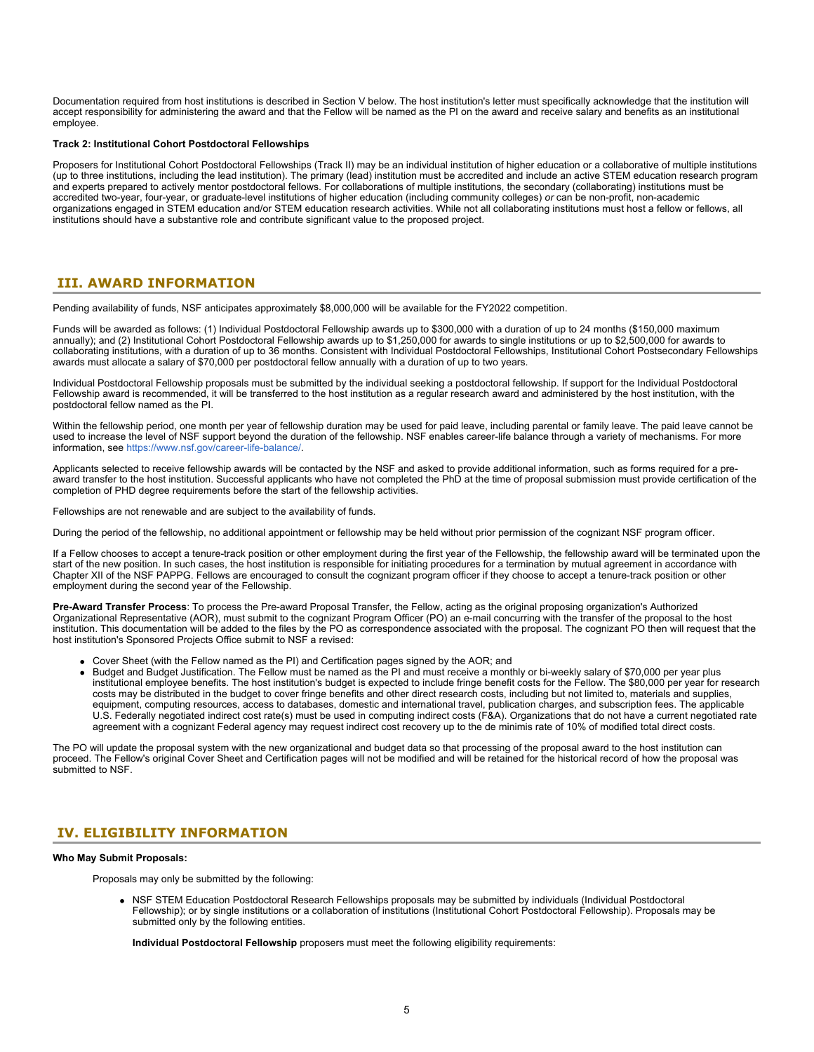Documentation required from host institutions is described in Section V below. The host institution's letter must specifically acknowledge that the institution will accept responsibility for administering the award and that the Fellow will be named as the PI on the award and receive salary and benefits as an institutional employee.

**Track 2: Institutional Cohort Postdoctoral Fellowships**

Proposers for Institutional Cohort Postdoctoral Fellowships (Track II) may be an individual institution of higher education or a collaborative of multiple institutions (up to three institutions, including the lead institution). The primary (lead) institution must be accredited and include an active STEM education research program and experts prepared to actively mentor postdoctoral fellows. For collaborations of multiple institutions, the secondary (collaborating) institutions must be accredited two-year, four-year, or graduate-level institutions of higher education (including community colleges) *or* can be non-profit, non-academic organizations engaged in STEM education and/or STEM education research activities. While not all collaborating institutions must host a fellow or fellows, all institutions should have a substantive role and contribute significant value to the proposed project.

## III. AWARD INFORMATION

Pending availability of funds, NSF anticipates approximately $8,000,000 will be available for the FY2022 competition.

Funds will be awarded as follows: (1) Individual Postdoctoral Fellowship awards up to $300,000 with a duration of up to 24 months ($150,000 maximum annually); and (2) Institutional Cohort Postdoctoral Fellowship awards up to $1,250,000 for awards to single institutions or up to $2,500,000 for awards to collaborating institutions, with a duration of up to 36 months. Consistent with Individual Postdoctoral Fellowships, Institutional Cohort Postsecondary Fellowships awards must allocate a salary of $70,000 per postdoctoral fellow annually with a duration of up to two years.

Individual Postdoctoral Fellowship proposals must be submitted by the individual seeking a postdoctoral fellowship. If support for the Individual Postdoctoral Fellowship award is recommended, it will be transferred to the host institution as a regular research award and administered by the host institution, with the postdoctoral fellow named as the PI.

Within the fellowship period, one month per year of fellowship duration may be used for paid leave, including parental or family leave. The paid leave cannot be used to increase the level of NSF support beyond the duration of the fellowship. NSF enables career-life balance through a variety of mechanisms. For more information, see https://www.nsf.gov/career-life-balance/.

Applicants selected to receive fellowship awards will be contacted by the NSF and asked to provide additional information, such as forms required for a pre-award transfer to the host institution. Successful applicants who have not completed the PhD at the time of proposal submission must provide certification of the completion of PHD degree requirements before the start of the fellowship activities.

Fellowships are not renewable and are subject to the availability of funds.

During the period of the fellowship, no additional appointment or fellowship may be held without prior permission of the cognizant NSF program officer.

If a Fellow chooses to accept a tenure-track position or other employment during the first year of the Fellowship, the fellowship award will be terminated upon the start of the new position. In such cases, the host institution is responsible for initiating procedures for a termination by mutual agreement in accordance with Chapter XII of the NSF PAPPG. Fellows are encouraged to consult the cognizant program officer if they choose to accept a tenure-track position or other employment during the second year of the Fellowship.

**Pre-Award Transfer Process**: To process the Pre-award Proposal Transfer, the Fellow, acting as the original proposing organization's Authorized Organizational Representative (AOR), must submit to the cognizant Program Officer (PO) an e-mail concurring with the transfer of the proposal to the host institution. This documentation will be added to the files by the PO as correspondence associated with the proposal. The cognizant PO then will request that the host institution's Sponsored Projects Office submit to NSF a revised:

- Cover Sheet (with the Fellow named as the PI) and Certification pages signed by the AOR; and
- Budget and Budget Justification. The Fellow must be named as the PI and must receive a monthly or bi-weekly salary of $70,000 per year plus institutional employee benefits. The host institution's budget is expected to include fringe benefit costs for the Fellow. The $80,000 per year for research costs may be distributed in the budget to cover fringe benefits and other direct research costs, including but not limited to, materials and supplies, equipment, computing resources, access to databases, domestic and international travel, publication charges, and subscription fees. The applicable U.S. Federally negotiated indirect cost rate(s) must be used in computing indirect costs (F&A). Organizations that do not have a current negotiated rate agreement with a cognizant Federal agency may request indirect cost recovery up to the de minimis rate of 10% of modified total direct costs.

The PO will update the proposal system with the new organizational and budget data so that processing of the proposal award to the host institution can proceed. The Fellow's original Cover Sheet and Certification pages will not be modified and will be retained for the historical record of how the proposal was submitted to NSF.

## IV. ELIGIBILITY INFORMATION

**Who May Submit Proposals:**

Proposals may only be submitted by the following:

- NSF STEM Education Postdoctoral Research Fellowships proposals may be submitted by individuals (Individual Postdoctoral Fellowship); or by single institutions or a collaboration of institutions (Institutional Cohort Postdoctoral Fellowship). Proposals may be submitted only by the following entities.

  **Individual Postdoctoral Fellowship** proposers must meet the following eligibility requirements: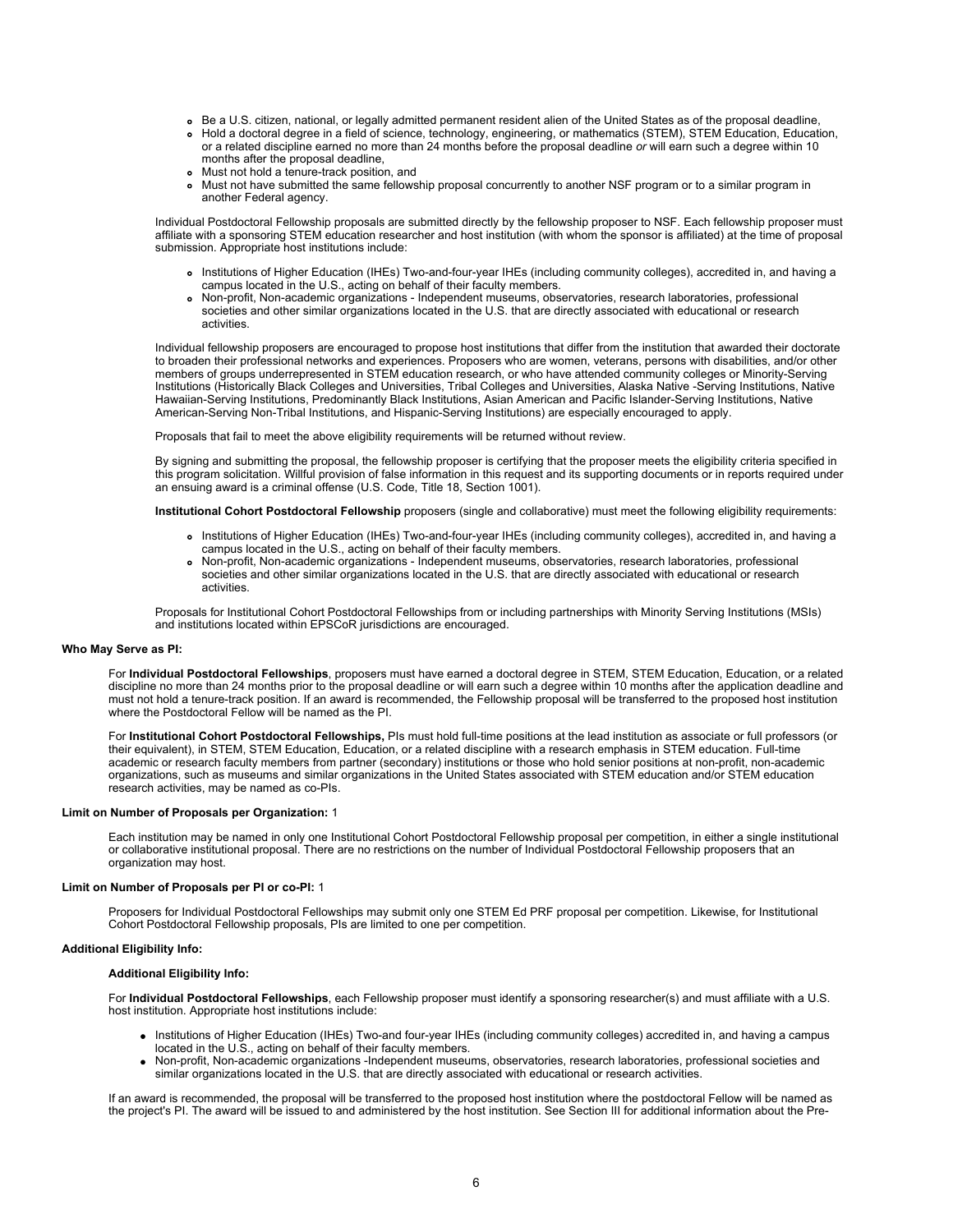- Be a U.S. citizen, national, or legally admitted permanent resident alien of the United States as of the proposal deadline,
- Hold a doctoral degree in a field of science, technology, engineering, or mathematics (STEM), STEM Education, Education, or a related discipline earned no more than 24 months before the proposal deadline *or* will earn such a degree within 10 months after the proposal deadline,
- Must not hold a tenure-track position, and
- Must not have submitted the same fellowship proposal concurrently to another NSF program or to a similar program in another Federal agency.

Individual Postdoctoral Fellowship proposals are submitted directly by the fellowship proposer to NSF. Each fellowship proposer must affiliate with a sponsoring STEM education researcher and host institution (with whom the sponsor is affiliated) at the time of proposal submission. Appropriate host institutions include:

- Institutions of Higher Education (IHEs) Two-and-four-year IHEs (including community colleges), accredited in, and having a campus located in the U.S., acting on behalf of their faculty members.
- Non-profit, Non-academic organizations - Independent museums, observatories, research laboratories, professional societies and other similar organizations located in the U.S. that are directly associated with educational or research activities.

Individual fellowship proposers are encouraged to propose host institutions that differ from the institution that awarded their doctorate to broaden their professional networks and experiences. Proposers who are women, veterans, persons with disabilities, and/or other members of groups underrepresented in STEM education research, or who have attended community colleges or Minority-Serving Institutions (Historically Black Colleges and Universities, Tribal Colleges and Universities, Alaska Native -Serving Institutions, Native Hawaiian-Serving Institutions, Predominantly Black Institutions, Asian American and Pacific Islander-Serving Institutions, Native American-Serving Non-Tribal Institutions, and Hispanic-Serving Institutions) are especially encouraged to apply.

Proposals that fail to meet the above eligibility requirements will be returned without review.

By signing and submitting the proposal, the fellowship proposer is certifying that the proposer meets the eligibility criteria specified in this program solicitation. Willful provision of false information in this request and its supporting documents or in reports required under an ensuing award is a criminal offense (U.S. Code, Title 18, Section 1001).

**Institutional Cohort Postdoctoral Fellowship** proposers (single and collaborative) must meet the following eligibility requirements:

- Institutions of Higher Education (IHEs) Two-and-four-year IHEs (including community colleges), accredited in, and having a campus located in the U.S., acting on behalf of their faculty members.
- Non-profit, Non-academic organizations - Independent museums, observatories, research laboratories, professional societies and other similar organizations located in the U.S. that are directly associated with educational or research activities.

Proposals for Institutional Cohort Postdoctoral Fellowships from or including partnerships with Minority Serving Institutions (MSIs) and institutions located within EPSCoR jurisdictions are encouraged.

**Who May Serve as PI:**

For **Individual Postdoctoral Fellowships**, proposers must have earned a doctoral degree in STEM, STEM Education, Education, or a related discipline no more than 24 months prior to the proposal deadline or will earn such a degree within 10 months after the application deadline and must not hold a tenure-track position. If an award is recommended, the Fellowship proposal will be transferred to the proposed host institution where the Postdoctoral Fellow will be named as the PI.

For **Institutional Cohort Postdoctoral Fellowships,** PIs must hold full-time positions at the lead institution as associate or full professors (or their equivalent), in STEM, STEM Education, Education, or a related discipline with a research emphasis in STEM education. Full-time academic or research faculty members from partner (secondary) institutions or those who hold senior positions at non-profit, non-academic organizations, such as museums and similar organizations in the United States associated with STEM education and/or STEM education research activities, may be named as co-PIs.

**Limit on Number of Proposals per Organization:** 1

Each institution may be named in only one Institutional Cohort Postdoctoral Fellowship proposal per competition, in either a single institutional or collaborative institutional proposal. There are no restrictions on the number of Individual Postdoctoral Fellowship proposers that an organization may host.

**Limit on Number of Proposals per PI or co-PI:** 1

Proposers for Individual Postdoctoral Fellowships may submit only one STEM Ed PRF proposal per competition. Likewise, for Institutional Cohort Postdoctoral Fellowship proposals, PIs are limited to one per competition.

**Additional Eligibility Info:**

**Additional Eligibility Info:**

For **Individual Postdoctoral Fellowships**, each Fellowship proposer must identify a sponsoring researcher(s) and must affiliate with a U.S. host institution. Appropriate host institutions include:

- Institutions of Higher Education (IHEs) Two-and four-year IHEs (including community colleges) accredited in, and having a campus located in the U.S., acting on behalf of their faculty members.
- Non-profit, Non-academic organizations -Independent museums, observatories, research laboratories, professional societies and similar organizations located in the U.S. that are directly associated with educational or research activities.

If an award is recommended, the proposal will be transferred to the proposed host institution where the postdoctoral Fellow will be named as the project's PI. The award will be issued to and administered by the host institution. See Section III for additional information about the Pre-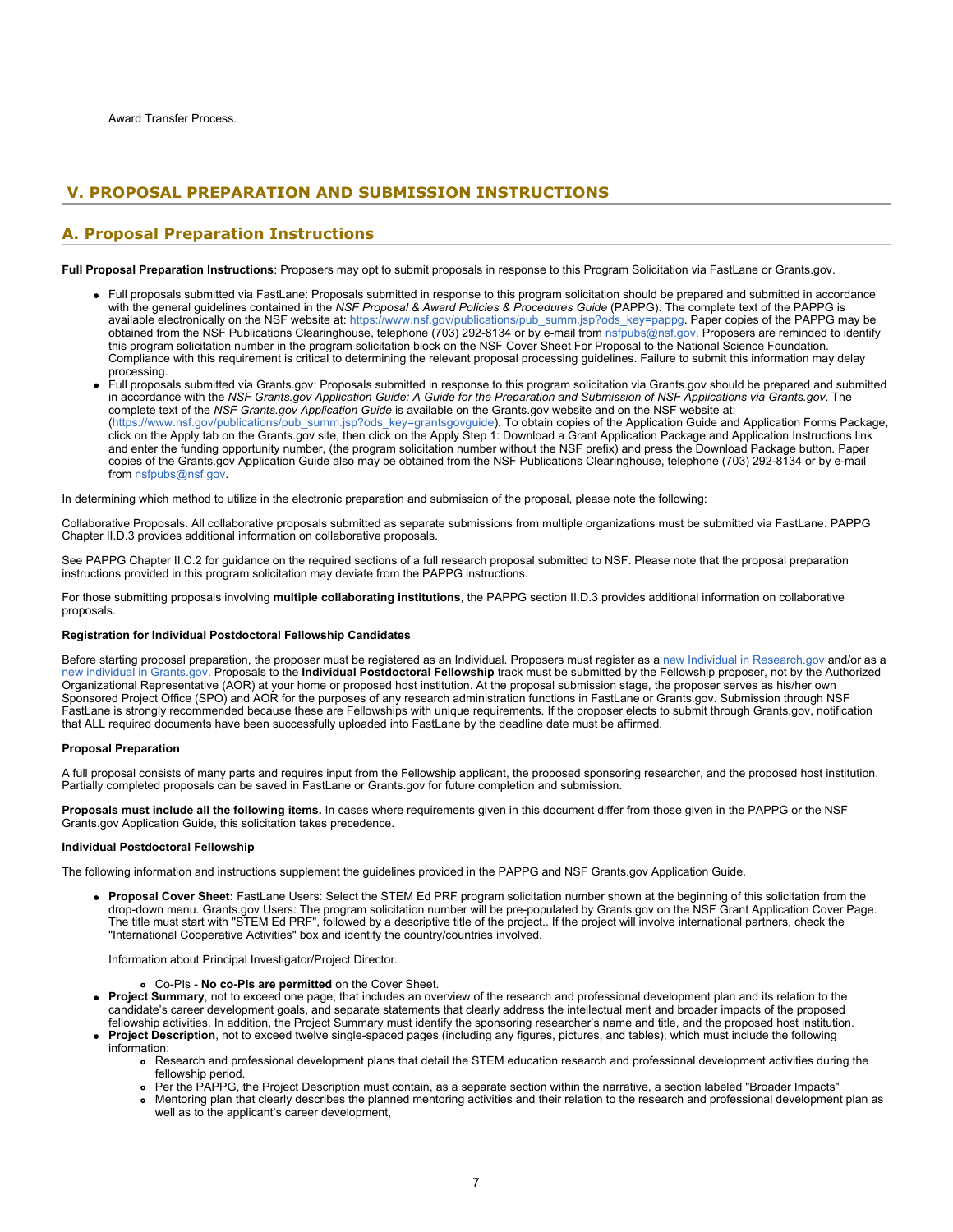Award Transfer Process.

## V. PROPOSAL PREPARATION AND SUBMISSION INSTRUCTIONS

### A. Proposal Preparation Instructions

**Full Proposal Preparation Instructions**: Proposers may opt to submit proposals in response to this Program Solicitation via FastLane or Grants.gov.

- Full proposals submitted via FastLane: Proposals submitted in response to this program solicitation should be prepared and submitted in accordance with the general guidelines contained in the *NSF Proposal & Award Policies & Procedures Guide* (PAPPG). The complete text of the PAPPG is available electronically on the NSF website at: https://www.nsf.gov/publications/pub_summ.jsp?ods_key=pappg. Paper copies of the PAPPG may be obtained from the NSF Publications Clearinghouse, telephone (703) 292-8134 or by e-mail from nsfpubs@nsf.gov. Proposers are reminded to identify this program solicitation number in the program solicitation block on the NSF Cover Sheet For Proposal to the National Science Foundation. Compliance with this requirement is critical to determining the relevant proposal processing guidelines. Failure to submit this information may delay processing.
- Full proposals submitted via Grants.gov: Proposals submitted in response to this program solicitation via Grants.gov should be prepared and submitted in accordance with the *NSF Grants.gov Application Guide: A Guide for the Preparation and Submission of NSF Applications via Grants.gov*. The complete text of the *NSF Grants.gov Application Guide* is available on the Grants.gov website and on the NSF website at: (https://www.nsf.gov/publications/pub_summ.jsp?ods_key=grantsgovguide). To obtain copies of the Application Guide and Application Forms Package, click on the Apply tab on the Grants.gov site, then click on the Apply Step 1: Download a Grant Application Package and Application Instructions link and enter the funding opportunity number, (the program solicitation number without the NSF prefix) and press the Download Package button. Paper copies of the Grants.gov Application Guide also may be obtained from the NSF Publications Clearinghouse, telephone (703) 292-8134 or by e-mail from nsfpubs@nsf.gov.

In determining which method to utilize in the electronic preparation and submission of the proposal, please note the following:

Collaborative Proposals. All collaborative proposals submitted as separate submissions from multiple organizations must be submitted via FastLane. PAPPG Chapter II.D.3 provides additional information on collaborative proposals.

See PAPPG Chapter II.C.2 for guidance on the required sections of a full research proposal submitted to NSF. Please note that the proposal preparation instructions provided in this program solicitation may deviate from the PAPPG instructions.

For those submitting proposals involving **multiple collaborating institutions**, the PAPPG section II.D.3 provides additional information on collaborative proposals.

**Registration for Individual Postdoctoral Fellowship Candidates**

Before starting proposal preparation, the proposer must be registered as an Individual. Proposers must register as a new Individual in Research.gov and/or as a new individual in Grants.gov. Proposals to the **Individual Postdoctoral Fellowship** track must be submitted by the Fellowship proposer, not by the Authorized Organizational Representative (AOR) at your home or proposed host institution. At the proposal submission stage, the proposer serves as his/her own Sponsored Project Office (SPO) and AOR for the purposes of any research administration functions in FastLane or Grants.gov. Submission through NSF FastLane is strongly recommended because these are Fellowships with unique requirements. If the proposer elects to submit through Grants.gov, notification that ALL required documents have been successfully uploaded into FastLane by the deadline date must be affirmed.

**Proposal Preparation**

A full proposal consists of many parts and requires input from the Fellowship applicant, the proposed sponsoring researcher, and the proposed host institution. Partially completed proposals can be saved in FastLane or Grants.gov for future completion and submission.

**Proposals must include all the following items.** In cases where requirements given in this document differ from those given in the PAPPG or the NSF Grants.gov Application Guide, this solicitation takes precedence.

**Individual Postdoctoral Fellowship**

The following information and instructions supplement the guidelines provided in the PAPPG and NSF Grants.gov Application Guide.

- **Proposal Cover Sheet:** FastLane Users: Select the STEM Ed PRF program solicitation number shown at the beginning of this solicitation from the drop-down menu. Grants.gov Users: The program solicitation number will be pre-populated by Grants.gov on the NSF Grant Application Cover Page. The title must start with "STEM Ed PRF", followed by a descriptive title of the project.. If the project will involve international partners, check the "International Cooperative Activities" box and identify the country/countries involved.

  Information about Principal Investigator/Project Director.

  - Co-PIs - **No co-PIs are permitted** on the Cover Sheet.
- **Project Summary**, not to exceed one page, that includes an overview of the research and professional development plan and its relation to the candidate's career development goals, and separate statements that clearly address the intellectual merit and broader impacts of the proposed fellowship activities. In addition, the Project Summary must identify the sponsoring researcher's name and title, and the proposed host institution.
- **Project Description**, not to exceed twelve single-spaced pages (including any figures, pictures, and tables), which must include the following information:
  - Research and professional development plans that detail the STEM education research and professional development activities during the fellowship period.
  - Per the PAPPG, the Project Description must contain, as a separate section within the narrative, a section labeled "Broader Impacts"
  - Mentoring plan that clearly describes the planned mentoring activities and their relation to the research and professional development plan as well as to the applicant's career development,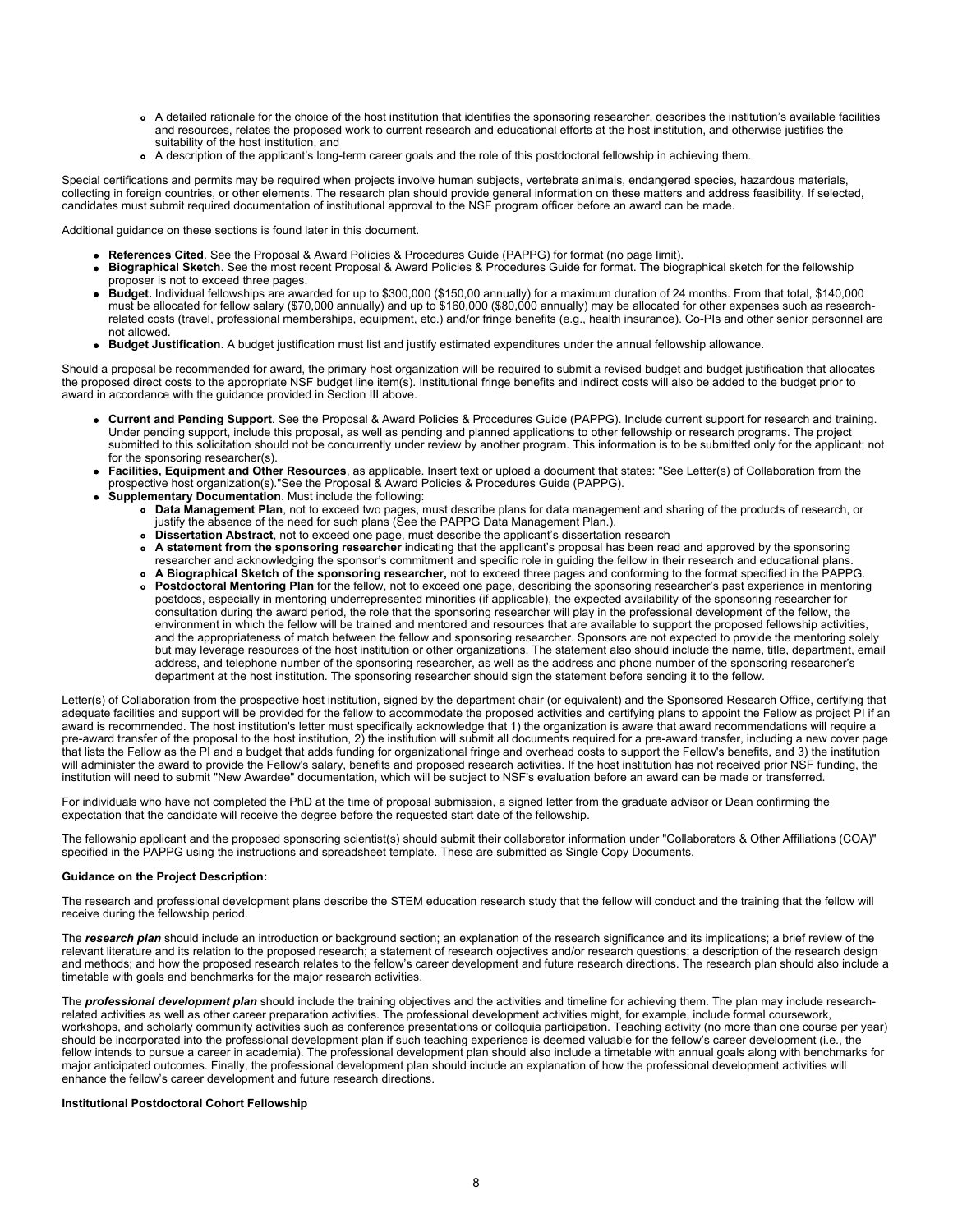- A detailed rationale for the choice of the host institution that identifies the sponsoring researcher, describes the institution's available facilities and resources, relates the proposed work to current research and educational efforts at the host institution, and otherwise justifies the suitability of the host institution, and
- A description of the applicant's long-term career goals and the role of this postdoctoral fellowship in achieving them.

Special certifications and permits may be required when projects involve human subjects, vertebrate animals, endangered species, hazardous materials, collecting in foreign countries, or other elements. The research plan should provide general information on these matters and address feasibility. If selected, candidates must submit required documentation of institutional approval to the NSF program officer before an award can be made.

Additional guidance on these sections is found later in this document.

- **References Cited**. See the Proposal & Award Policies & Procedures Guide (PAPPG) for format (no page limit).
- **Biographical Sketch**. See the most recent Proposal & Award Policies & Procedures Guide for format. The biographical sketch for the fellowship proposer is not to exceed three pages.
- **Budget.** Individual fellowships are awarded for up to $300,000 ($150,00 annually) for a maximum duration of 24 months. From that total, $140,000 must be allocated for fellow salary ($70,000 annually) and up to $160,000 ($80,000 annually) may be allocated for other expenses such as research-related costs (travel, professional memberships, equipment, etc.) and/or fringe benefits (e.g., health insurance). Co-PIs and other senior personnel are not allowed.
- **Budget Justification**. A budget justification must list and justify estimated expenditures under the annual fellowship allowance.

Should a proposal be recommended for award, the primary host organization will be required to submit a revised budget and budget justification that allocates the proposed direct costs to the appropriate NSF budget line item(s). Institutional fringe benefits and indirect costs will also be added to the budget prior to award in accordance with the guidance provided in Section III above.

- **Current and Pending Support**. See the Proposal & Award Policies & Procedures Guide (PAPPG). Include current support for research and training. Under pending support, include this proposal, as well as pending and planned applications to other fellowship or research programs. The project submitted to this solicitation should not be concurrently under review by another program. This information is to be submitted only for the applicant; not for the sponsoring researcher(s).
- **Facilities, Equipment and Other Resources**, as applicable. Insert text or upload a document that states: "See Letter(s) of Collaboration from the prospective host organization(s)."See the Proposal & Award Policies & Procedures Guide (PAPPG).
- **Supplementary Documentation**. Must include the following:
  - **Data Management Plan**, not to exceed two pages, must describe plans for data management and sharing of the products of research, or justify the absence of the need for such plans (See the PAPPG Data Management Plan.).
  - **Dissertation Abstract**, not to exceed one page, must describe the applicant's dissertation research
  - **A statement from the sponsoring researcher** indicating that the applicant's proposal has been read and approved by the sponsoring researcher and acknowledging the sponsor's commitment and specific role in guiding the fellow in their research and educational plans.
  - **A Biographical Sketch of the sponsoring researcher,** not to exceed three pages and conforming to the format specified in the PAPPG.
  - **Postdoctoral Mentoring Plan** for the fellow, not to exceed one page, describing the sponsoring researcher's past experience in mentoring postdocs, especially in mentoring underrepresented minorities (if applicable), the expected availability of the sponsoring researcher for consultation during the award period, the role that the sponsoring researcher will play in the professional development of the fellow, the environment in which the fellow will be trained and mentored and resources that are available to support the proposed fellowship activities, and the appropriateness of match between the fellow and sponsoring researcher. Sponsors are not expected to provide the mentoring solely but may leverage resources of the host institution or other organizations. The statement also should include the name, title, department, email address, and telephone number of the sponsoring researcher, as well as the address and phone number of the sponsoring researcher's department at the host institution. The sponsoring researcher should sign the statement before sending it to the fellow.

Letter(s) of Collaboration from the prospective host institution, signed by the department chair (or equivalent) and the Sponsored Research Office, certifying that adequate facilities and support will be provided for the fellow to accommodate the proposed activities and certifying plans to appoint the Fellow as project PI if an award is recommended. The host institution's letter must specifically acknowledge that 1) the organization is aware that award recommendations will require a pre-award transfer of the proposal to the host institution, 2) the institution will submit all documents required for a pre-award transfer, including a new cover page that lists the Fellow as the PI and a budget that adds funding for organizational fringe and overhead costs to support the Fellow's benefits, and 3) the institution will administer the award to provide the Fellow's salary, benefits and proposed research activities. If the host institution has not received prior NSF funding, the institution will need to submit "New Awardee" documentation, which will be subject to NSF's evaluation before an award can be made or transferred.

For individuals who have not completed the PhD at the time of proposal submission, a signed letter from the graduate advisor or Dean confirming the expectation that the candidate will receive the degree before the requested start date of the fellowship.

The fellowship applicant and the proposed sponsoring scientist(s) should submit their collaborator information under "Collaborators & Other Affiliations (COA)" specified in the PAPPG using the instructions and spreadsheet template. These are submitted as Single Copy Documents.

**Guidance on the Project Description:**

The research and professional development plans describe the STEM education research study that the fellow will conduct and the training that the fellow will receive during the fellowship period.

The ***research plan*** should include an introduction or background section; an explanation of the research significance and its implications; a brief review of the relevant literature and its relation to the proposed research; a statement of research objectives and/or research questions; a description of the research design and methods; and how the proposed research relates to the fellow's career development and future research directions. The research plan should also include a timetable with goals and benchmarks for the major research activities.

The ***professional development plan*** should include the training objectives and the activities and timeline for achieving them. The plan may include research-related activities as well as other career preparation activities. The professional development activities might, for example, include formal coursework, workshops, and scholarly community activities such as conference presentations or colloquia participation. Teaching activity (no more than one course per year) should be incorporated into the professional development plan if such teaching experience is deemed valuable for the fellow's career development (i.e., the fellow intends to pursue a career in academia). The professional development plan should also include a timetable with annual goals along with benchmarks for major anticipated outcomes. Finally, the professional development plan should include an explanation of how the professional development activities will enhance the fellow's career development and future research directions.

**Institutional Postdoctoral Cohort Fellowship**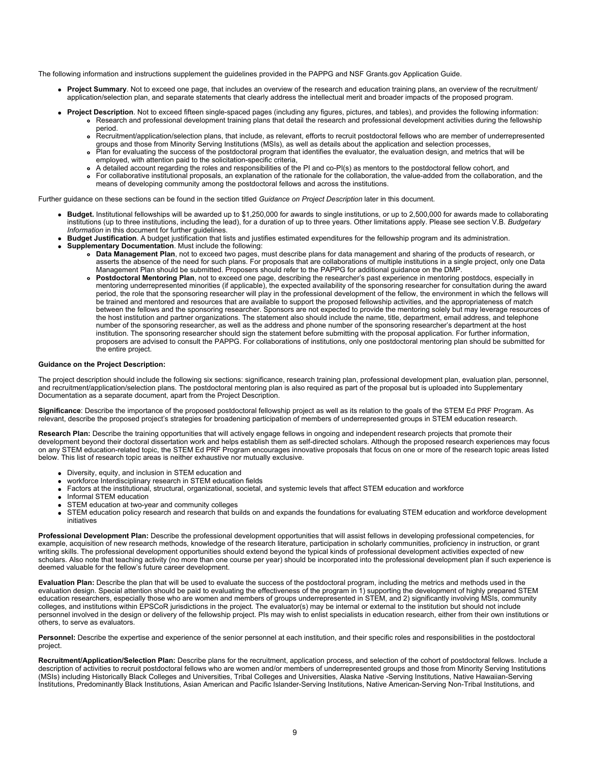The following information and instructions supplement the guidelines provided in the PAPPG and NSF Grants.gov Application Guide.

- **Project Summary**. Not to exceed one page, that includes an overview of the research and education training plans, an overview of the recruitment/ application/selection plan, and separate statements that clearly address the intellectual merit and broader impacts of the proposed program.
- **Project Description**. Not to exceed fifteen single-spaced pages (including any figures, pictures, and tables), and provides the following information:
  - Research and professional development training plans that detail the research and professional development activities during the fellowship period.
  - Recruitment/application/selection plans, that include, as relevant, efforts to recruit postdoctoral fellows who are member of underrepresented groups and those from Minority Serving Institutions (MSIs), as well as details about the application and selection processes,
  - Plan for evaluating the success of the postdoctoral program that identifies the evaluator, the evaluation design, and metrics that will be employed, with attention paid to the solicitation-specific criteria,
  - A detailed account regarding the roles and responsibilities of the PI and co-PI(s) as mentors to the postdoctoral fellow cohort, and
  - For collaborative institutional proposals, an explanation of the rationale for the collaboration, the value-added from the collaboration, and the means of developing community among the postdoctoral fellows and across the institutions.

Further guidance on these sections can be found in the section titled *Guidance on Project Description* later in this document.

- **Budget.** Institutional fellowships will be awarded up to $1,250,000 for awards to single institutions, or up to 2,500,000 for awards made to collaborating institutions (up to three institutions, including the lead), for a duration of up to three years. Other limitations apply. Please see section V.B. *Budgetary Information* in this document for further guidelines.
- **Budget Justification**. A budget justification that lists and justifies estimated expenditures for the fellowship program and its administration.
- **Supplementary Documentation**. Must include the following:
  - **Data Management Plan**, not to exceed two pages, must describe plans for data management and sharing of the products of research, or asserts the absence of the need for such plans. For proposals that are collaborations of multiple institutions in a single project, only one Data Management Plan should be submitted. Proposers should refer to the PAPPG for additional guidance on the DMP.
  - **Postdoctoral Mentoring Plan**, not to exceed one page, describing the researcher's past experience in mentoring postdocs, especially in mentoring underrepresented minorities (if applicable), the expected availability of the sponsoring researcher for consultation during the award period, the role that the sponsoring researcher will play in the professional development of the fellow, the environment in which the fellows will be trained and mentored and resources that are available to support the proposed fellowship activities, and the appropriateness of match between the fellows and the sponsoring researcher. Sponsors are not expected to provide the mentoring solely but may leverage resources of the host institution and partner organizations. The statement also should include the name, title, department, email address, and telephone number of the sponsoring researcher, as well as the address and phone number of the sponsoring researcher's department at the host institution. The sponsoring researcher should sign the statement before submitting with the proposal application. For further information, proposers are advised to consult the PAPPG. For collaborations of institutions, only one postdoctoral mentoring plan should be submitted for the entire project.

**Guidance on the Project Description:**

The project description should include the following six sections: significance, research training plan, professional development plan, evaluation plan, personnel, and recruitment/application/selection plans. The postdoctoral mentoring plan is also required as part of the proposal but is uploaded into Supplementary Documentation as a separate document, apart from the Project Description.

**Significance**: Describe the importance of the proposed postdoctoral fellowship project as well as its relation to the goals of the STEM Ed PRF Program. As relevant, describe the proposed project's strategies for broadening participation of members of underrepresented groups in STEM education research.

**Research Plan:** Describe the training opportunities that will actively engage fellows in ongoing and independent research projects that promote their development beyond their doctoral dissertation work and helps establish them as self-directed scholars. Although the proposed research experiences may focus on any STEM education-related topic, the STEM Ed PRF Program encourages innovative proposals that focus on one or more of the research topic areas listed below. This list of research topic areas is neither exhaustive nor mutually exclusive.

- Diversity, equity, and inclusion in STEM education and
- workforce Interdisciplinary research in STEM education fields
- Factors at the institutional, structural, organizational, societal, and systemic levels that affect STEM education and workforce
- Informal STEM education
- STEM education at two-year and community colleges
- STEM education policy research and research that builds on and expands the foundations for evaluating STEM education and workforce development initiatives

**Professional Development Plan:** Describe the professional development opportunities that will assist fellows in developing professional competencies, for example, acquisition of new research methods, knowledge of the research literature, participation in scholarly communities, proficiency in instruction, or grant writing skills. The professional development opportunities should extend beyond the typical kinds of professional development activities expected of new scholars. Also note that teaching activity (no more than one course per year) should be incorporated into the professional development plan if such experience is deemed valuable for the fellow's future career development.

**Evaluation Plan:** Describe the plan that will be used to evaluate the success of the postdoctoral program, including the metrics and methods used in the evaluation design. Special attention should be paid to evaluating the effectiveness of the program in 1) supporting the development of highly prepared STEM education researchers, especially those who are women and members of groups underrepresented in STEM, and 2) significantly involving MSIs, community colleges, and institutions within EPSCoR jurisdictions in the project. The evaluator(s) may be internal or external to the institution but should not include personnel involved in the design or delivery of the fellowship project. PIs may wish to enlist specialists in education research, either from their own institutions or others, to serve as evaluators.

**Personnel:** Describe the expertise and experience of the senior personnel at each institution, and their specific roles and responsibilities in the postdoctoral project.

**Recruitment/Application/Selection Plan:** Describe plans for the recruitment, application process, and selection of the cohort of postdoctoral fellows. Include a description of activities to recruit postdoctoral fellows who are women and/or members of underrepresented groups and those from Minority Serving Institutions (MSIs) including Historically Black Colleges and Universities, Tribal Colleges and Universities, Alaska Native -Serving Institutions, Native Hawaiian-Serving Institutions, Predominantly Black Institutions, Asian American and Pacific Islander-Serving Institutions, Native American-Serving Non-Tribal Institutions, and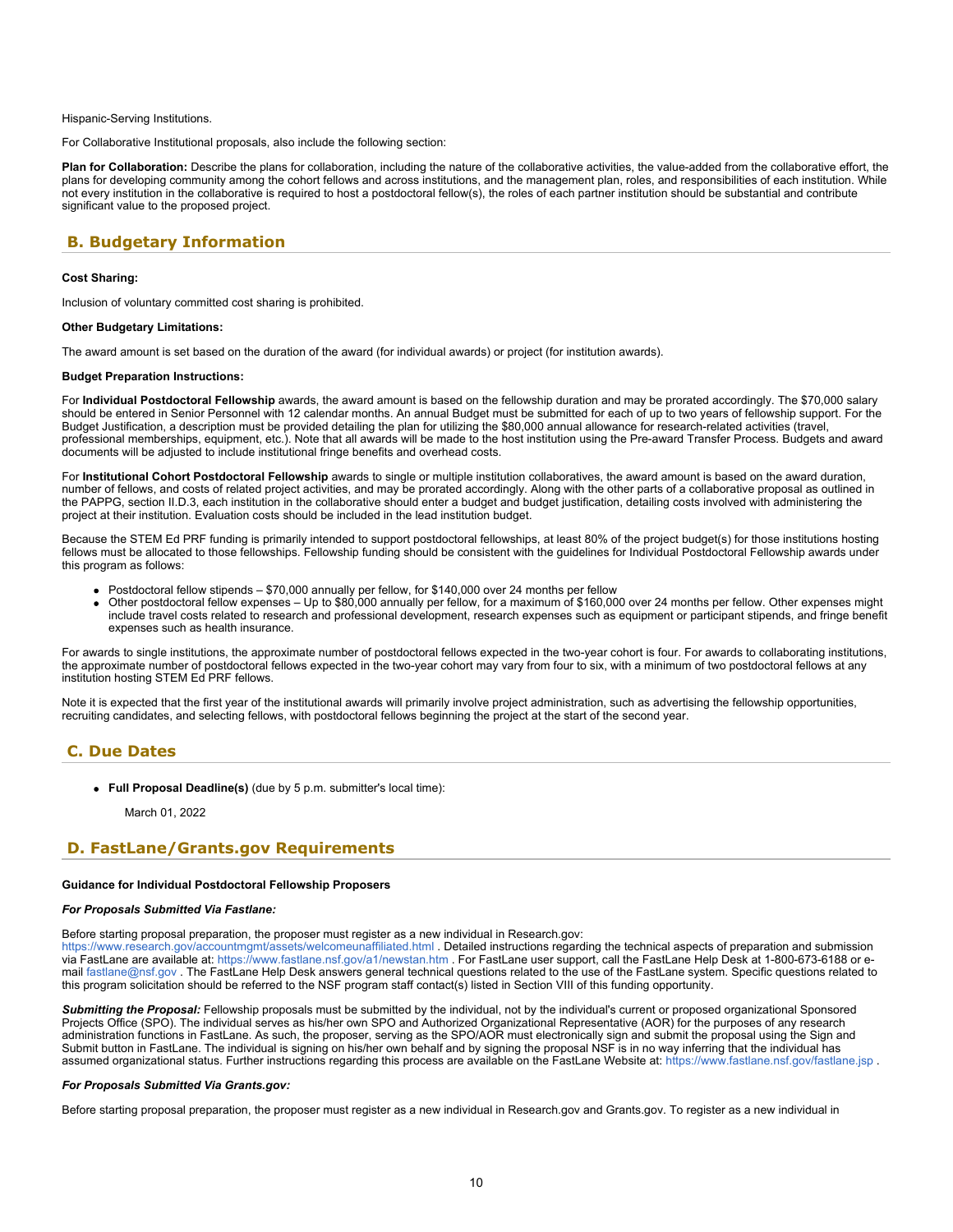Hispanic-Serving Institutions.

For Collaborative Institutional proposals, also include the following section:

**Plan for Collaboration:** Describe the plans for collaboration, including the nature of the collaborative activities, the value-added from the collaborative effort, the plans for developing community among the cohort fellows and across institutions, and the management plan, roles, and responsibilities of each institution. While not every institution in the collaborative is required to host a postdoctoral fellow(s), the roles of each partner institution should be substantial and contribute significant value to the proposed project.

## B. Budgetary Information

**Cost Sharing:**

Inclusion of voluntary committed cost sharing is prohibited.

**Other Budgetary Limitations:**

The award amount is set based on the duration of the award (for individual awards) or project (for institution awards).

**Budget Preparation Instructions:**

For **Individual Postdoctoral Fellowship** awards, the award amount is based on the fellowship duration and may be prorated accordingly. The $70,000 salary should be entered in Senior Personnel with 12 calendar months. An annual Budget must be submitted for each of up to two years of fellowship support. For the Budget Justification, a description must be provided detailing the plan for utilizing the $80,000 annual allowance for research-related activities (travel, professional memberships, equipment, etc.). Note that all awards will be made to the host institution using the Pre-award Transfer Process. Budgets and award documents will be adjusted to include institutional fringe benefits and overhead costs.

For **Institutional Cohort Postdoctoral Fellowship** awards to single or multiple institution collaboratives, the award amount is based on the award duration, number of fellows, and costs of related project activities, and may be prorated accordingly. Along with the other parts of a collaborative proposal as outlined in the PAPPG, section II.D.3, each institution in the collaborative should enter a budget and budget justification, detailing costs involved with administering the project at their institution. Evaluation costs should be included in the lead institution budget.

Because the STEM Ed PRF funding is primarily intended to support postdoctoral fellowships, at least 80% of the project budget(s) for those institutions hosting fellows must be allocated to those fellowships. Fellowship funding should be consistent with the guidelines for Individual Postdoctoral Fellowship awards under this program as follows:

- Postdoctoral fellow stipends – $70,000 annually per fellow, for $140,000 over 24 months per fellow
- Other postdoctoral fellow expenses – Up to $80,000 annually per fellow, for a maximum of $160,000 over 24 months per fellow. Other expenses might include travel costs related to research and professional development, research expenses such as equipment or participant stipends, and fringe benefit expenses such as health insurance.

For awards to single institutions, the approximate number of postdoctoral fellows expected in the two-year cohort is four. For awards to collaborating institutions, the approximate number of postdoctoral fellows expected in the two-year cohort may vary from four to six, with a minimum of two postdoctoral fellows at any institution hosting STEM Ed PRF fellows.

Note it is expected that the first year of the institutional awards will primarily involve project administration, such as advertising the fellowship opportunities, recruiting candidates, and selecting fellows, with postdoctoral fellows beginning the project at the start of the second year.

## C. Due Dates

- **Full Proposal Deadline(s)** (due by 5 p.m. submitter's local time):

  March 01, 2022

## D. FastLane/Grants.gov Requirements

**Guidance for Individual Postdoctoral Fellowship Proposers**

***For Proposals Submitted Via Fastlane:***

Before starting proposal preparation, the proposer must register as a new individual in Research.gov: https://www.research.gov/accountmgmt/assets/welcomeunaffiliated.html . Detailed instructions regarding the technical aspects of preparation and submission via FastLane are available at: https://www.fastlane.nsf.gov/a1/newstan.htm . For FastLane user support, call the FastLane Help Desk at 1-800-673-6188 or e-mail fastlane@nsf.gov . The FastLane Help Desk answers general technical questions related to the use of the FastLane system. Specific questions related to this program solicitation should be referred to the NSF program staff contact(s) listed in Section VIII of this funding opportunity.

***Submitting the Proposal:*** Fellowship proposals must be submitted by the individual, not by the individual's current or proposed organizational Sponsored Projects Office (SPO). The individual serves as his/her own SPO and Authorized Organizational Representative (AOR) for the purposes of any research administration functions in FastLane. As such, the proposer, serving as the SPO/AOR must electronically sign and submit the proposal using the Sign and Submit button in FastLane. The individual is signing on his/her own behalf and by signing the proposal NSF is in no way inferring that the individual has assumed organizational status. Further instructions regarding this process are available on the FastLane Website at: https://www.fastlane.nsf.gov/fastlane.jsp .

***For Proposals Submitted Via Grants.gov:***

Before starting proposal preparation, the proposer must register as a new individual in Research.gov and Grants.gov. To register as a new individual in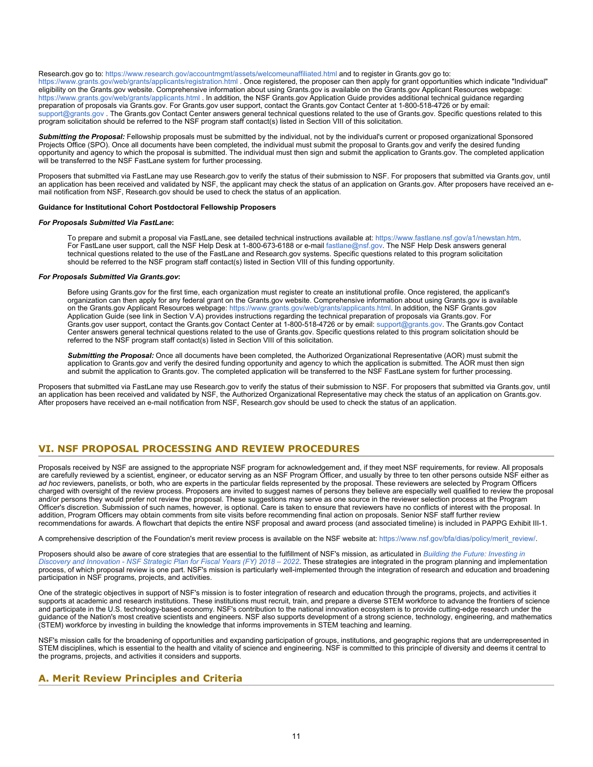Research.gov go to: https://www.research.gov/accountmgmt/assets/welcomeunaffiliated.html and to register in Grants.gov go to: https://www.grants.gov/web/grants/applicants/registration.html . Once registered, the proposer can then apply for grant opportunities which indicate "Individual" eligibility on the Grants.gov website. Comprehensive information about using Grants.gov is available on the Grants.gov Applicant Resources webpage: https://www.grants.gov/web/grants/applicants.html . In addition, the NSF Grants.gov Application Guide provides additional technical guidance regarding preparation of proposals via Grants.gov. For Grants.gov user support, contact the Grants.gov Contact Center at 1-800-518-4726 or by email: support@grants.gov . The Grants.gov Contact Center answers general technical questions related to the use of Grants.gov. Specific questions related to this program solicitation should be referred to the NSF program staff contact(s) listed in Section VIII of this solicitation.

***Submitting the Proposal:*** Fellowship proposals must be submitted by the individual, not by the individual's current or proposed organizational Sponsored Projects Office (SPO). Once all documents have been completed, the individual must submit the proposal to Grants.gov and verify the desired funding opportunity and agency to which the proposal is submitted. The individual must then sign and submit the application to Grants.gov. The completed application will be transferred to the NSF FastLane system for further processing.

Proposers that submitted via FastLane may use Research.gov to verify the status of their submission to NSF. For proposers that submitted via Grants.gov, until an application has been received and validated by NSF, the applicant may check the status of an application on Grants.gov. After proposers have received an e-mail notification from NSF, Research.gov should be used to check the status of an application.

**Guidance for Institutional Cohort Postdoctoral Fellowship Proposers**

***For Proposals Submitted Via FastLane*:**

To prepare and submit a proposal via FastLane, see detailed technical instructions available at: https://www.fastlane.nsf.gov/a1/newstan.htm. For FastLane user support, call the NSF Help Desk at 1-800-673-6188 or e-mail fastlane@nsf.gov. The NSF Help Desk answers general technical questions related to the use of the FastLane and Research.gov systems. Specific questions related to this program solicitation should be referred to the NSF program staff contact(s) listed in Section VIII of this funding opportunity.

***For Proposals Submitted Via Grants.gov*:**

Before using Grants.gov for the first time, each organization must register to create an institutional profile. Once registered, the applicant's organization can then apply for any federal grant on the Grants.gov website. Comprehensive information about using Grants.gov is available on the Grants.gov Applicant Resources webpage: https://www.grants.gov/web/grants/applicants.html. In addition, the NSF Grants.gov Application Guide (see link in Section V.A) provides instructions regarding the technical preparation of proposals via Grants.gov. For Grants.gov user support, contact the Grants.gov Contact Center at 1-800-518-4726 or by email: support@grants.gov. The Grants.gov Contact Center answers general technical questions related to the use of Grants.gov. Specific questions related to this program solicitation should be referred to the NSF program staff contact(s) listed in Section VIII of this solicitation.

***Submitting the Proposal:*** Once all documents have been completed, the Authorized Organizational Representative (AOR) must submit the application to Grants.gov and verify the desired funding opportunity and agency to which the application is submitted. The AOR must then sign and submit the application to Grants.gov. The completed application will be transferred to the NSF FastLane system for further processing.

Proposers that submitted via FastLane may use Research.gov to verify the status of their submission to NSF. For proposers that submitted via Grants.gov, until an application has been received and validated by NSF, the Authorized Organizational Representative may check the status of an application on Grants.gov. After proposers have received an e-mail notification from NSF, Research.gov should be used to check the status of an application.

## VI. NSF PROPOSAL PROCESSING AND REVIEW PROCEDURES

Proposals received by NSF are assigned to the appropriate NSF program for acknowledgement and, if they meet NSF requirements, for review. All proposals are carefully reviewed by a scientist, engineer, or educator serving as an NSF Program Officer, and usually by three to ten other persons outside NSF either as *ad hoc* reviewers, panelists, or both, who are experts in the particular fields represented by the proposal. These reviewers are selected by Program Officers charged with oversight of the review process. Proposers are invited to suggest names of persons they believe are especially well qualified to review the proposal and/or persons they would prefer not review the proposal. These suggestions may serve as one source in the reviewer selection process at the Program Officer's discretion. Submission of such names, however, is optional. Care is taken to ensure that reviewers have no conflicts of interest with the proposal. In addition, Program Officers may obtain comments from site visits before recommending final action on proposals. Senior NSF staff further review recommendations for awards. A flowchart that depicts the entire NSF proposal and award process (and associated timeline) is included in PAPPG Exhibit III-1.

A comprehensive description of the Foundation's merit review process is available on the NSF website at: https://www.nsf.gov/bfa/dias/policy/merit_review/.

Proposers should also be aware of core strategies that are essential to the fulfillment of NSF's mission, as articulated in *Building the Future: Investing in Discovery and Innovation - NSF Strategic Plan for Fiscal Years (FY) 2018 – 2022*. These strategies are integrated in the program planning and implementation process, of which proposal review is one part. NSF's mission is particularly well-implemented through the integration of research and education and broadening participation in NSF programs, projects, and activities.

One of the strategic objectives in support of NSF's mission is to foster integration of research and education through the programs, projects, and activities it supports at academic and research institutions. These institutions must recruit, train, and prepare a diverse STEM workforce to advance the frontiers of science and participate in the U.S. technology-based economy. NSF's contribution to the national innovation ecosystem is to provide cutting-edge research under the guidance of the Nation's most creative scientists and engineers. NSF also supports development of a strong science, technology, engineering, and mathematics (STEM) workforce by investing in building the knowledge that informs improvements in STEM teaching and learning.

NSF's mission calls for the broadening of opportunities and expanding participation of groups, institutions, and geographic regions that are underrepresented in STEM disciplines, which is essential to the health and vitality of science and engineering. NSF is committed to this principle of diversity and deems it central to the programs, projects, and activities it considers and supports.

### A. Merit Review Principles and Criteria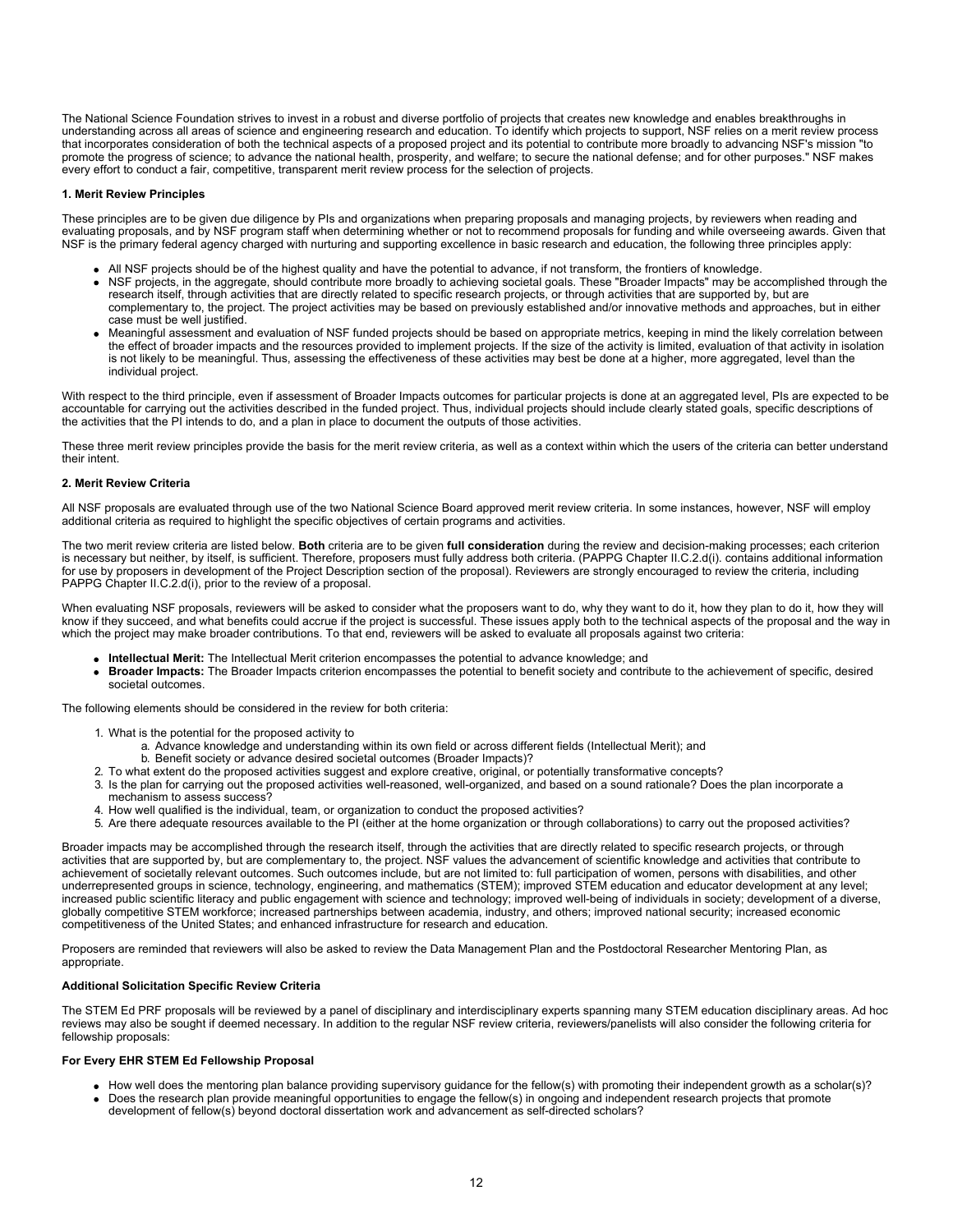The National Science Foundation strives to invest in a robust and diverse portfolio of projects that creates new knowledge and enables breakthroughs in understanding across all areas of science and engineering research and education. To identify which projects to support, NSF relies on a merit review process that incorporates consideration of both the technical aspects of a proposed project and its potential to contribute more broadly to advancing NSF's mission "to promote the progress of science; to advance the national health, prosperity, and welfare; to secure the national defense; and for other purposes." NSF makes every effort to conduct a fair, competitive, transparent merit review process for the selection of projects.

**1. Merit Review Principles**

These principles are to be given due diligence by PIs and organizations when preparing proposals and managing projects, by reviewers when reading and evaluating proposals, and by NSF program staff when determining whether or not to recommend proposals for funding and while overseeing awards. Given that NSF is the primary federal agency charged with nurturing and supporting excellence in basic research and education, the following three principles apply:

- All NSF projects should be of the highest quality and have the potential to advance, if not transform, the frontiers of knowledge.
- NSF projects, in the aggregate, should contribute more broadly to achieving societal goals. These "Broader Impacts" may be accomplished through the research itself, through activities that are directly related to specific research projects, or through activities that are supported by, but are complementary to, the project. The project activities may be based on previously established and/or innovative methods and approaches, but in either case must be well justified.
- Meaningful assessment and evaluation of NSF funded projects should be based on appropriate metrics, keeping in mind the likely correlation between the effect of broader impacts and the resources provided to implement projects. If the size of the activity is limited, evaluation of that activity in isolation is not likely to be meaningful. Thus, assessing the effectiveness of these activities may best be done at a higher, more aggregated, level than the individual project.

With respect to the third principle, even if assessment of Broader Impacts outcomes for particular projects is done at an aggregated level, PIs are expected to be accountable for carrying out the activities described in the funded project. Thus, individual projects should include clearly stated goals, specific descriptions of the activities that the PI intends to do, and a plan in place to document the outputs of those activities.

These three merit review principles provide the basis for the merit review criteria, as well as a context within which the users of the criteria can better understand their intent.

**2. Merit Review Criteria**

All NSF proposals are evaluated through use of the two National Science Board approved merit review criteria. In some instances, however, NSF will employ additional criteria as required to highlight the specific objectives of certain programs and activities.

The two merit review criteria are listed below. **Both** criteria are to be given **full consideration** during the review and decision-making processes; each criterion is necessary but neither, by itself, is sufficient. Therefore, proposers must fully address both criteria. (PAPPG Chapter II.C.2.d(i). contains additional information for use by proposers in development of the Project Description section of the proposal). Reviewers are strongly encouraged to review the criteria, including PAPPG Chapter II.C.2.d(i), prior to the review of a proposal.

When evaluating NSF proposals, reviewers will be asked to consider what the proposers want to do, why they want to do it, how they plan to do it, how they will know if they succeed, and what benefits could accrue if the project is successful. These issues apply both to the technical aspects of the proposal and the way in which the project may make broader contributions. To that end, reviewers will be asked to evaluate all proposals against two criteria:

- **Intellectual Merit:** The Intellectual Merit criterion encompasses the potential to advance knowledge; and
- **Broader Impacts:** The Broader Impacts criterion encompasses the potential to benefit society and contribute to the achievement of specific, desired societal outcomes.

The following elements should be considered in the review for both criteria:

1. What is the potential for the proposed activity to
   a. Advance knowledge and understanding within its own field or across different fields (Intellectual Merit); and
   b. Benefit society or advance desired societal outcomes (Broader Impacts)?
2. To what extent do the proposed activities suggest and explore creative, original, or potentially transformative concepts?
3. Is the plan for carrying out the proposed activities well-reasoned, well-organized, and based on a sound rationale? Does the plan incorporate a mechanism to assess success?
4. How well qualified is the individual, team, or organization to conduct the proposed activities?
5. Are there adequate resources available to the PI (either at the home organization or through collaborations) to carry out the proposed activities?

Broader impacts may be accomplished through the research itself, through the activities that are directly related to specific research projects, or through activities that are supported by, but are complementary to, the project. NSF values the advancement of scientific knowledge and activities that contribute to achievement of societally relevant outcomes. Such outcomes include, but are not limited to: full participation of women, persons with disabilities, and other underrepresented groups in science, technology, engineering, and mathematics (STEM); improved STEM education and educator development at any level; increased public scientific literacy and public engagement with science and technology; improved well-being of individuals in society; development of a diverse, globally competitive STEM workforce; increased partnerships between academia, industry, and others; improved national security; increased economic competitiveness of the United States; and enhanced infrastructure for research and education.

Proposers are reminded that reviewers will also be asked to review the Data Management Plan and the Postdoctoral Researcher Mentoring Plan, as appropriate.

**Additional Solicitation Specific Review Criteria**

The STEM Ed PRF proposals will be reviewed by a panel of disciplinary and interdisciplinary experts spanning many STEM education disciplinary areas. Ad hoc reviews may also be sought if deemed necessary. In addition to the regular NSF review criteria, reviewers/panelists will also consider the following criteria for fellowship proposals:

**For Every EHR STEM Ed Fellowship Proposal**

- How well does the mentoring plan balance providing supervisory guidance for the fellow(s) with promoting their independent growth as a scholar(s)?
- Does the research plan provide meaningful opportunities to engage the fellow(s) in ongoing and independent research projects that promote development of fellow(s) beyond doctoral dissertation work and advancement as self-directed scholars?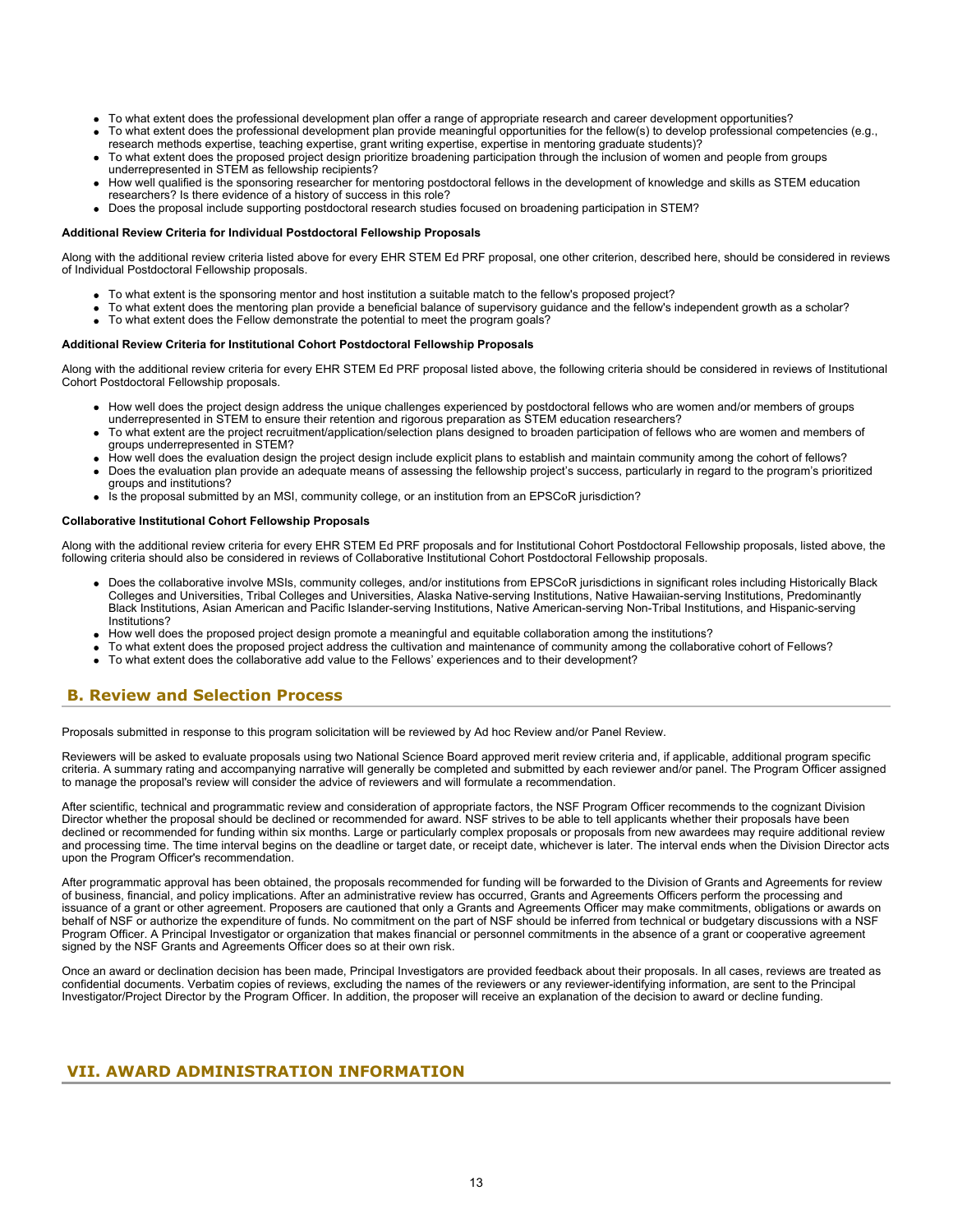- To what extent does the professional development plan offer a range of appropriate research and career development opportunities?
- To what extent does the professional development plan provide meaningful opportunities for the fellow(s) to develop professional competencies (e.g., research methods expertise, teaching expertise, grant writing expertise, expertise in mentoring graduate students)?
- To what extent does the proposed project design prioritize broadening participation through the inclusion of women and people from groups underrepresented in STEM as fellowship recipients?
- How well qualified is the sponsoring researcher for mentoring postdoctoral fellows in the development of knowledge and skills as STEM education researchers? Is there evidence of a history of success in this role?
- Does the proposal include supporting postdoctoral research studies focused on broadening participation in STEM?

**Additional Review Criteria for Individual Postdoctoral Fellowship Proposals**

Along with the additional review criteria listed above for every EHR STEM Ed PRF proposal, one other criterion, described here, should be considered in reviews of Individual Postdoctoral Fellowship proposals.

- To what extent is the sponsoring mentor and host institution a suitable match to the fellow's proposed project?
- To what extent does the mentoring plan provide a beneficial balance of supervisory guidance and the fellow's independent growth as a scholar?
- To what extent does the Fellow demonstrate the potential to meet the program goals?

**Additional Review Criteria for Institutional Cohort Postdoctoral Fellowship Proposals**

Along with the additional review criteria for every EHR STEM Ed PRF proposal listed above, the following criteria should be considered in reviews of Institutional Cohort Postdoctoral Fellowship proposals.

- How well does the project design address the unique challenges experienced by postdoctoral fellows who are women and/or members of groups underrepresented in STEM to ensure their retention and rigorous preparation as STEM education researchers?
- To what extent are the project recruitment/application/selection plans designed to broaden participation of fellows who are women and members of groups underrepresented in STEM?
- How well does the evaluation design the project design include explicit plans to establish and maintain community among the cohort of fellows?
- Does the evaluation plan provide an adequate means of assessing the fellowship project's success, particularly in regard to the program's prioritized groups and institutions?
- Is the proposal submitted by an MSI, community college, or an institution from an EPSCoR jurisdiction?

**Collaborative Institutional Cohort Fellowship Proposals**

Along with the additional review criteria for every EHR STEM Ed PRF proposals and for Institutional Cohort Postdoctoral Fellowship proposals, listed above, the following criteria should also be considered in reviews of Collaborative Institutional Cohort Postdoctoral Fellowship proposals.

- Does the collaborative involve MSIs, community colleges, and/or institutions from EPSCoR jurisdictions in significant roles including Historically Black Colleges and Universities, Tribal Colleges and Universities, Alaska Native-serving Institutions, Native Hawaiian-serving Institutions, Predominantly Black Institutions, Asian American and Pacific Islander-serving Institutions, Native American-serving Non-Tribal Institutions, and Hispanic-serving Institutions?
- How well does the proposed project design promote a meaningful and equitable collaboration among the institutions?
- To what extent does the proposed project address the cultivation and maintenance of community among the collaborative cohort of Fellows?
- To what extent does the collaborative add value to the Fellows' experiences and to their development?

## B. Review and Selection Process

Proposals submitted in response to this program solicitation will be reviewed by Ad hoc Review and/or Panel Review.

Reviewers will be asked to evaluate proposals using two National Science Board approved merit review criteria and, if applicable, additional program specific criteria. A summary rating and accompanying narrative will generally be completed and submitted by each reviewer and/or panel. The Program Officer assigned to manage the proposal's review will consider the advice of reviewers and will formulate a recommendation.

After scientific, technical and programmatic review and consideration of appropriate factors, the NSF Program Officer recommends to the cognizant Division Director whether the proposal should be declined or recommended for award. NSF strives to be able to tell applicants whether their proposals have been declined or recommended for funding within six months. Large or particularly complex proposals or proposals from new awardees may require additional review and processing time. The time interval begins on the deadline or target date, or receipt date, whichever is later. The interval ends when the Division Director acts upon the Program Officer's recommendation.

After programmatic approval has been obtained, the proposals recommended for funding will be forwarded to the Division of Grants and Agreements for review of business, financial, and policy implications. After an administrative review has occurred, Grants and Agreements Officers perform the processing and issuance of a grant or other agreement. Proposers are cautioned that only a Grants and Agreements Officer may make commitments, obligations or awards on behalf of NSF or authorize the expenditure of funds. No commitment on the part of NSF should be inferred from technical or budgetary discussions with a NSF Program Officer. A Principal Investigator or organization that makes financial or personnel commitments in the absence of a grant or cooperative agreement signed by the NSF Grants and Agreements Officer does so at their own risk.

Once an award or declination decision has been made, Principal Investigators are provided feedback about their proposals. In all cases, reviews are treated as confidential documents. Verbatim copies of reviews, excluding the names of the reviewers or any reviewer-identifying information, are sent to the Principal Investigator/Project Director by the Program Officer. In addition, the proposer will receive an explanation of the decision to award or decline funding.

# VII. AWARD ADMINISTRATION INFORMATION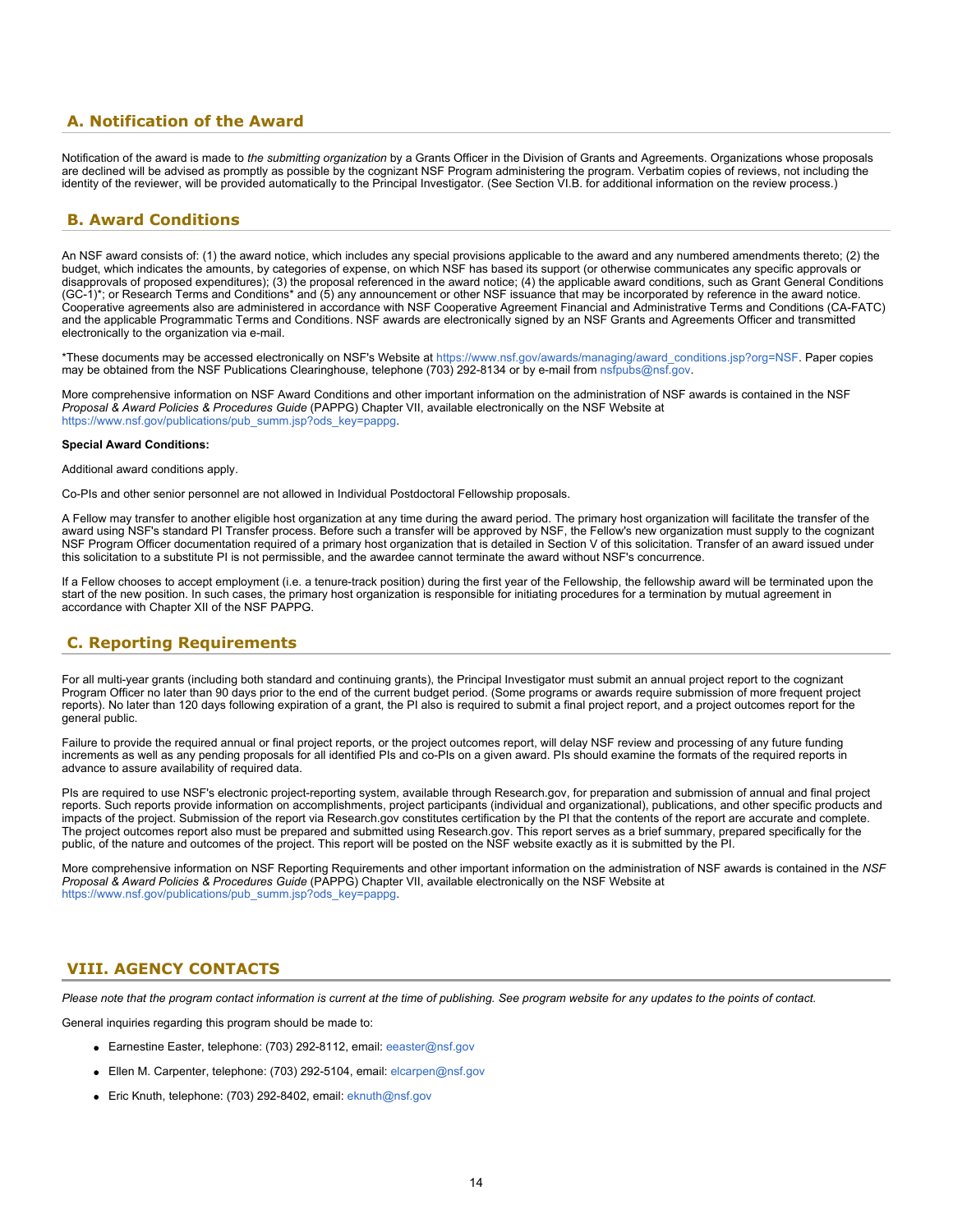## A. Notification of the Award

Notification of the award is made to *the submitting organization* by a Grants Officer in the Division of Grants and Agreements. Organizations whose proposals are declined will be advised as promptly as possible by the cognizant NSF Program administering the program. Verbatim copies of reviews, not including the identity of the reviewer, will be provided automatically to the Principal Investigator. (See Section VI.B. for additional information on the review process.)

## B. Award Conditions

An NSF award consists of: (1) the award notice, which includes any special provisions applicable to the award and any numbered amendments thereto; (2) the budget, which indicates the amounts, by categories of expense, on which NSF has based its support (or otherwise communicates any specific approvals or disapprovals of proposed expenditures); (3) the proposal referenced in the award notice; (4) the applicable award conditions, such as Grant General Conditions (GC-1)*; or Research Terms and Conditions* and (5) any announcement or other NSF issuance that may be incorporated by reference in the award notice. Cooperative agreements also are administered in accordance with NSF Cooperative Agreement Financial and Administrative Terms and Conditions (CA-FATC) and the applicable Programmatic Terms and Conditions. NSF awards are electronically signed by an NSF Grants and Agreements Officer and transmitted electronically to the organization via e-mail.

*These documents may be accessed electronically on NSF's Website at https://www.nsf.gov/awards/managing/award_conditions.jsp?org=NSF. Paper copies may be obtained from the NSF Publications Clearinghouse, telephone (703) 292-8134 or by e-mail from nsfpubs@nsf.gov.

More comprehensive information on NSF Award Conditions and other important information on the administration of NSF awards is contained in the NSF *Proposal & Award Policies & Procedures Guide* (PAPPG) Chapter VII, available electronically on the NSF Website at https://www.nsf.gov/publications/pub_summ.jsp?ods_key=pappg.

**Special Award Conditions:**

Additional award conditions apply.

Co-PIs and other senior personnel are not allowed in Individual Postdoctoral Fellowship proposals.

A Fellow may transfer to another eligible host organization at any time during the award period. The primary host organization will facilitate the transfer of the award using NSF's standard PI Transfer process. Before such a transfer will be approved by NSF, the Fellow's new organization must supply to the cognizant NSF Program Officer documentation required of a primary host organization that is detailed in Section V of this solicitation. Transfer of an award issued under this solicitation to a substitute PI is not permissible, and the awardee cannot terminate the award without NSF's concurrence.

If a Fellow chooses to accept employment (i.e. a tenure-track position) during the first year of the Fellowship, the fellowship award will be terminated upon the start of the new position. In such cases, the primary host organization is responsible for initiating procedures for a termination by mutual agreement in accordance with Chapter XII of the NSF PAPPG.

## C. Reporting Requirements

For all multi-year grants (including both standard and continuing grants), the Principal Investigator must submit an annual project report to the cognizant Program Officer no later than 90 days prior to the end of the current budget period. (Some programs or awards require submission of more frequent project reports). No later than 120 days following expiration of a grant, the PI also is required to submit a final project report, and a project outcomes report for the general public.

Failure to provide the required annual or final project reports, or the project outcomes report, will delay NSF review and processing of any future funding increments as well as any pending proposals for all identified PIs and co-PIs on a given award. PIs should examine the formats of the required reports in advance to assure availability of required data.

PIs are required to use NSF's electronic project-reporting system, available through Research.gov, for preparation and submission of annual and final project reports. Such reports provide information on accomplishments, project participants (individual and organizational), publications, and other specific products and impacts of the project. Submission of the report via Research.gov constitutes certification by the PI that the contents of the report are accurate and complete. The project outcomes report also must be prepared and submitted using Research.gov. This report serves as a brief summary, prepared specifically for the public, of the nature and outcomes of the project. This report will be posted on the NSF website exactly as it is submitted by the PI.

More comprehensive information on NSF Reporting Requirements and other important information on the administration of NSF awards is contained in the *NSF Proposal & Award Policies & Procedures Guide* (PAPPG) Chapter VII, available electronically on the NSF Website at https://www.nsf.gov/publications/pub_summ.jsp?ods_key=pappg.

# VIII. AGENCY CONTACTS

*Please note that the program contact information is current at the time of publishing. See program website for any updates to the points of contact.*

General inquiries regarding this program should be made to:

- Earnestine Easter, telephone: (703) 292-8112, email: eeaster@nsf.gov
- Ellen M. Carpenter, telephone: (703) 292-5104, email: elcarpen@nsf.gov
- Eric Knuth, telephone: (703) 292-8402, email: eknuth@nsf.gov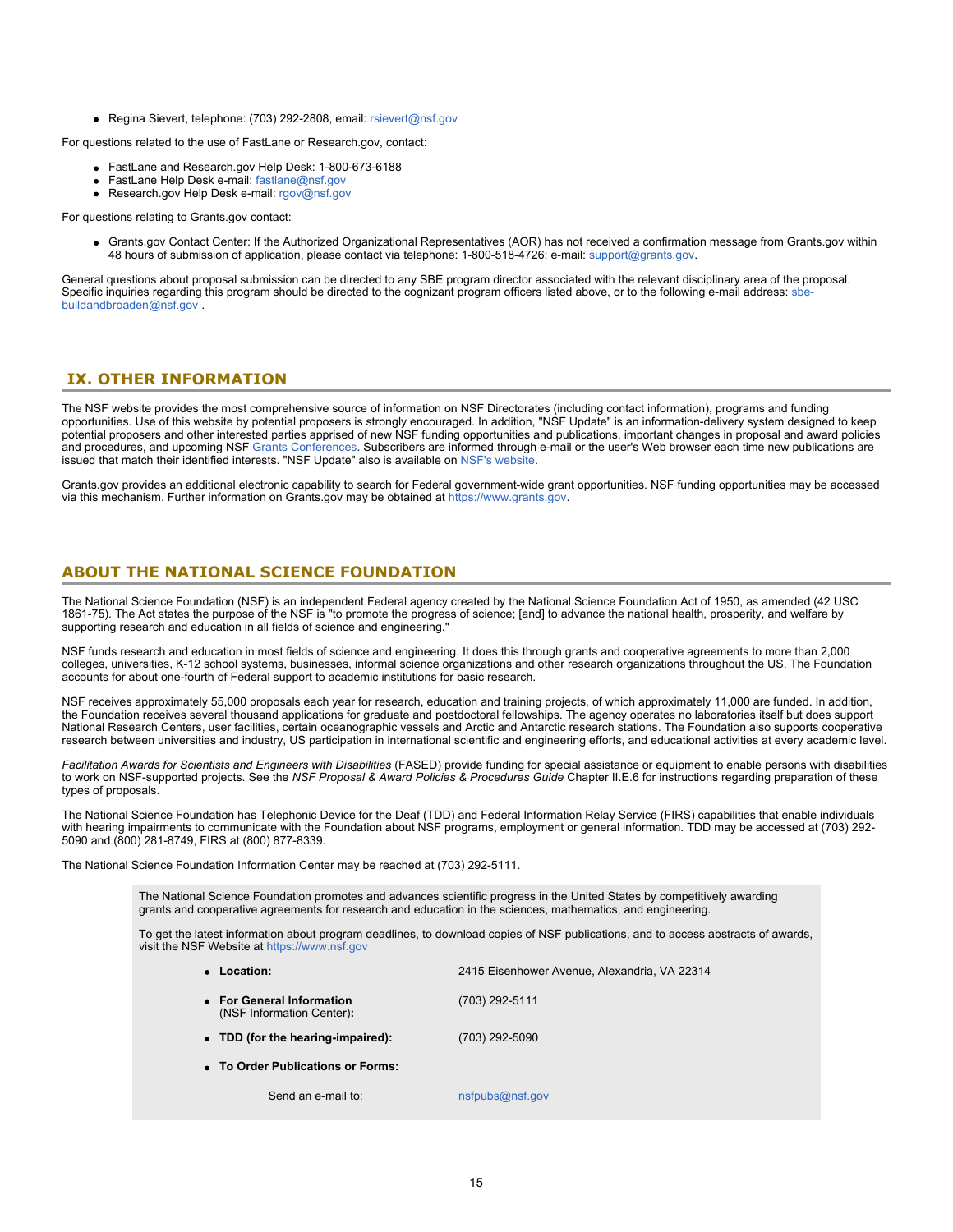- Regina Sievert, telephone: (703) 292-2808, email: rsievert@nsf.gov

For questions related to the use of FastLane or Research.gov, contact:

- FastLane and Research.gov Help Desk: 1-800-673-6188
- FastLane Help Desk e-mail: fastlane@nsf.gov
- Research.gov Help Desk e-mail: rgov@nsf.gov

For questions relating to Grants.gov contact:

- Grants.gov Contact Center: If the Authorized Organizational Representatives (AOR) has not received a confirmation message from Grants.gov within 48 hours of submission of application, please contact via telephone: 1-800-518-4726; e-mail: support@grants.gov.

General questions about proposal submission can be directed to any SBE program director associated with the relevant disciplinary area of the proposal. Specific inquiries regarding this program should be directed to the cognizant program officers listed above, or to the following e-mail address: sbe-buildandbroaden@nsf.gov .

## IX. OTHER INFORMATION

The NSF website provides the most comprehensive source of information on NSF Directorates (including contact information), programs and funding opportunities. Use of this website by potential proposers is strongly encouraged. In addition, "NSF Update" is an information-delivery system designed to keep potential proposers and other interested parties apprised of new NSF funding opportunities and publications, important changes in proposal and award policies and procedures, and upcoming NSF Grants Conferences. Subscribers are informed through e-mail or the user's Web browser each time new publications are issued that match their identified interests. "NSF Update" also is available on NSF's website.

Grants.gov provides an additional electronic capability to search for Federal government-wide grant opportunities. NSF funding opportunities may be accessed via this mechanism. Further information on Grants.gov may be obtained at https://www.grants.gov.

## ABOUT THE NATIONAL SCIENCE FOUNDATION

The National Science Foundation (NSF) is an independent Federal agency created by the National Science Foundation Act of 1950, as amended (42 USC 1861-75). The Act states the purpose of the NSF is "to promote the progress of science; [and] to advance the national health, prosperity, and welfare by supporting research and education in all fields of science and engineering."

NSF funds research and education in most fields of science and engineering. It does this through grants and cooperative agreements to more than 2,000 colleges, universities, K-12 school systems, businesses, informal science organizations and other research organizations throughout the US. The Foundation accounts for about one-fourth of Federal support to academic institutions for basic research.

NSF receives approximately 55,000 proposals each year for research, education and training projects, of which approximately 11,000 are funded. In addition, the Foundation receives several thousand applications for graduate and postdoctoral fellowships. The agency operates no laboratories itself but does support National Research Centers, user facilities, certain oceanographic vessels and Arctic and Antarctic research stations. The Foundation also supports cooperative research between universities and industry, US participation in international scientific and engineering efforts, and educational activities at every academic level.

*Facilitation Awards for Scientists and Engineers with Disabilities* (FASED) provide funding for special assistance or equipment to enable persons with disabilities to work on NSF-supported projects. See the *NSF Proposal & Award Policies & Procedures Guide* Chapter II.E.6 for instructions regarding preparation of these types of proposals.

The National Science Foundation has Telephonic Device for the Deaf (TDD) and Federal Information Relay Service (FIRS) capabilities that enable individuals with hearing impairments to communicate with the Foundation about NSF programs, employment or general information. TDD may be accessed at (703) 292-5090 and (800) 281-8749, FIRS at (800) 877-8339.

The National Science Foundation Information Center may be reached at (703) 292-5111.

The National Science Foundation promotes and advances scientific progress in the United States by competitively awarding grants and cooperative agreements for research and education in the sciences, mathematics, and engineering.

To get the latest information about program deadlines, to download copies of NSF publications, and to access abstracts of awards, visit the NSF Website at https://www.nsf.gov

- **Location:** 2415 Eisenhower Avenue, Alexandria, VA 22314
- **For General Information** (NSF Information Center)**:** (703) 292-5111
- **TDD (for the hearing-impaired):** (703) 292-5090
- **To Order Publications or Forms:**

  Send an e-mail to: nsfpubs@nsf.gov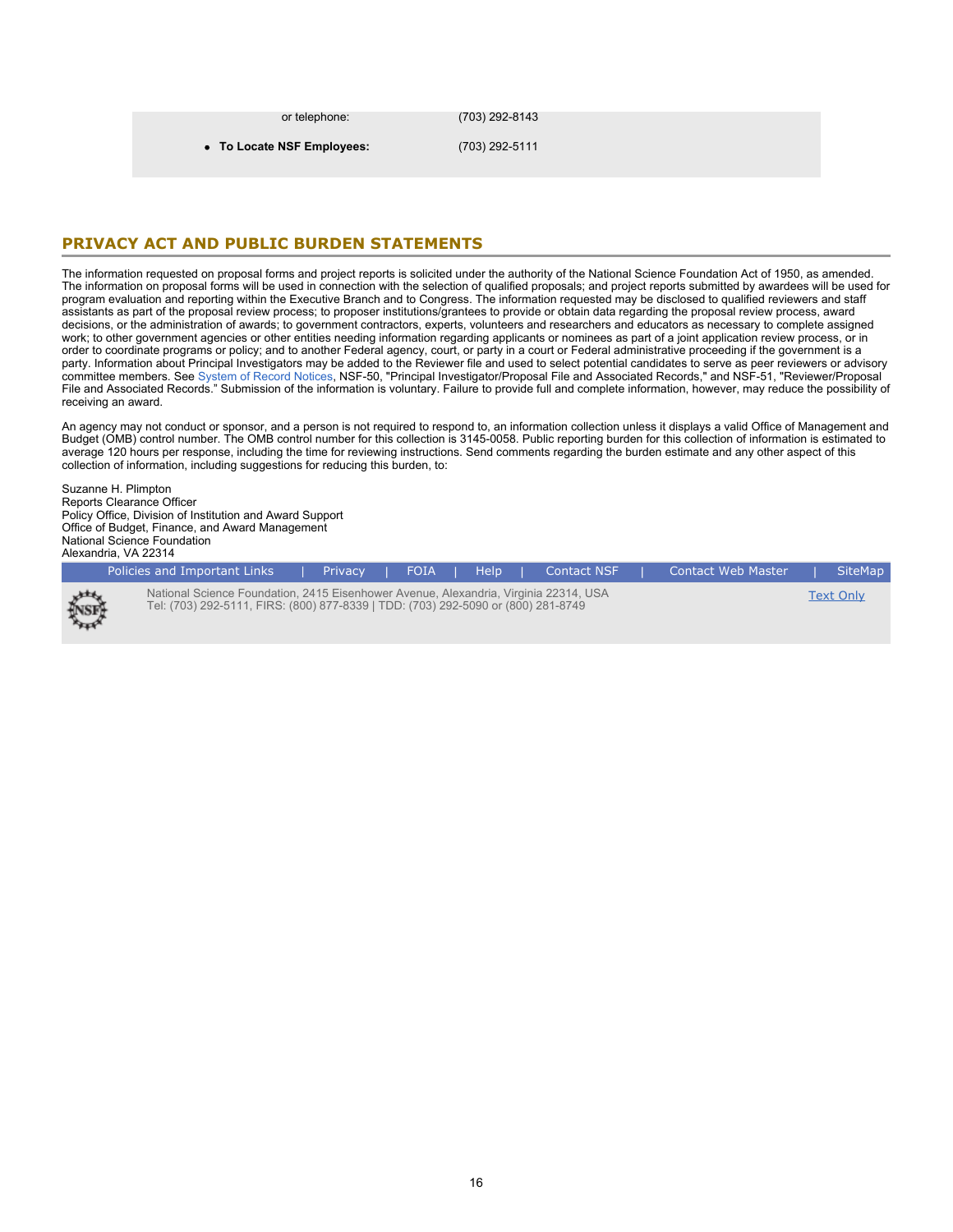| | |
|---|---|
| or telephone: | (703) 292-8143 |
| • **To Locate NSF Employees:** | (703) 292-5111 |

## PRIVACY ACT AND PUBLIC BURDEN STATEMENTS

The information requested on proposal forms and project reports is solicited under the authority of the National Science Foundation Act of 1950, as amended. The information on proposal forms will be used in connection with the selection of qualified proposals; and project reports submitted by awardees will be used for program evaluation and reporting within the Executive Branch and to Congress. The information requested may be disclosed to qualified reviewers and staff assistants as part of the proposal review process; to proposer institutions/grantees to provide or obtain data regarding the proposal review process, award decisions, or the administration of awards; to government contractors, experts, volunteers and researchers and educators as necessary to complete assigned work; to other government agencies or other entities needing information regarding applicants or nominees as part of a joint application review process, or in order to coordinate programs or policy; and to another Federal agency, court, or party in a court or Federal administrative proceeding if the government is a party. Information about Principal Investigators may be added to the Reviewer file and used to select potential candidates to serve as peer reviewers or advisory committee members. See System of Record Notices, NSF-50, "Principal Investigator/Proposal File and Associated Records," and NSF-51, "Reviewer/Proposal File and Associated Records." Submission of the information is voluntary. Failure to provide full and complete information, however, may reduce the possibility of receiving an award.

An agency may not conduct or sponsor, and a person is not required to respond to, an information collection unless it displays a valid Office of Management and Budget (OMB) control number. The OMB control number for this collection is 3145-0058. Public reporting burden for this collection of information is estimated to average 120 hours per response, including the time for reviewing instructions. Send comments regarding the burden estimate and any other aspect of this collection of information, including suggestions for reducing this burden, to:

Suzanne H. Plimpton  
Reports Clearance Officer  
Policy Office, Division of Institution and Award Support  
Office of Budget, Finance, and Award Management  
National Science Foundation  
Alexandria, VA 22314

Policies and Important Links | Privacy | FOIA | Help | Contact NSF | Contact Web Master | SiteMap

National Science Foundation, 2415 Eisenhower Avenue, Alexandria, Virginia 22314, USA  
Tel: (703) 292-5111, FIRS: (800) 877-8339 | TDD: (703) 292-5090 or (800) 281-8749

Text Only